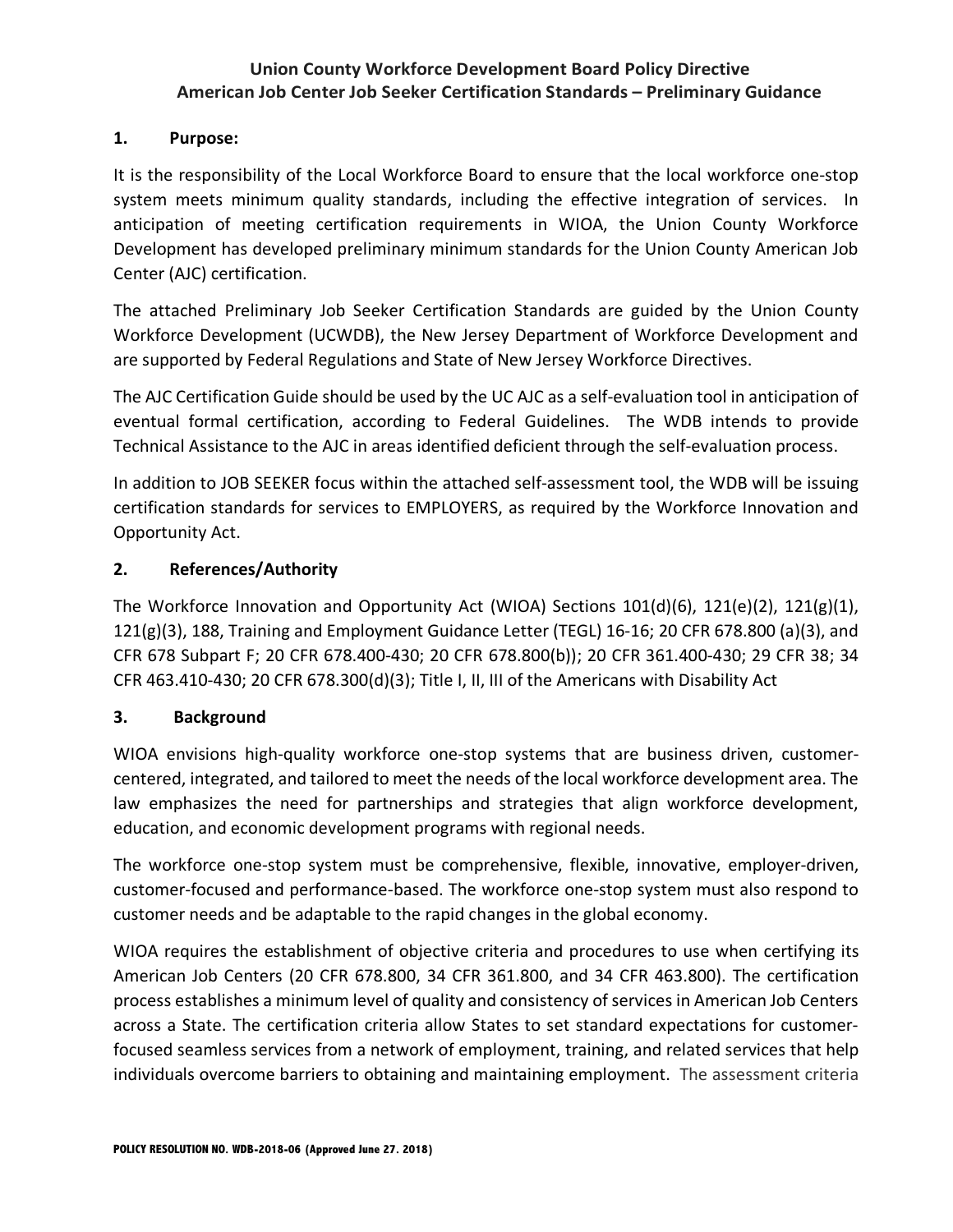# Union County Workforce Development Board Policy Directive
## American Job Center Job Seeker Certification Standards – Preliminary Guidance

### 1. Purpose:

It is the responsibility of the Local Workforce Board to ensure that the local workforce one-stop system meets minimum quality standards, including the effective integration of services. In anticipation of meeting certification requirements in WIOA, the Union County Workforce Development has developed preliminary minimum standards for the Union County American Job Center (AJC) certification.

The attached Preliminary Job Seeker Certification Standards are guided by the Union County Workforce Development (UCWDB), the New Jersey Department of Workforce Development and are supported by Federal Regulations and State of New Jersey Workforce Directives.

The AJC Certification Guide should be used by the UC AJC as a self-evaluation tool in anticipation of eventual formal certification, according to Federal Guidelines. The WDB intends to provide Technical Assistance to the AJC in areas identified deficient through the self-evaluation process.

In addition to JOB SEEKER focus within the attached self-assessment tool, the WDB will be issuing certification standards for services to EMPLOYERS, as required by the Workforce Innovation and Opportunity Act.

### 2. References/Authority

The Workforce Innovation and Opportunity Act (WIOA) Sections 101(d)(6), 121(e)(2), 121(g)(1), 121(g)(3), 188, Training and Employment Guidance Letter (TEGL) 16-16; 20 CFR 678.800 (a)(3), and CFR 678 Subpart F; 20 CFR 678.400-430; 20 CFR 678.800(b)); 20 CFR 361.400-430; 29 CFR 38; 34 CFR 463.410-430; 20 CFR 678.300(d)(3); Title I, II, III of the Americans with Disability Act

### 3. Background

WIOA envisions high-quality workforce one-stop systems that are business driven, customer-centered, integrated, and tailored to meet the needs of the local workforce development area. The law emphasizes the need for partnerships and strategies that align workforce development, education, and economic development programs with regional needs.

The workforce one-stop system must be comprehensive, flexible, innovative, employer-driven, customer-focused and performance-based. The workforce one-stop system must also respond to customer needs and be adaptable to the rapid changes in the global economy.

WIOA requires the establishment of objective criteria and procedures to use when certifying its American Job Centers (20 CFR 678.800, 34 CFR 361.800, and 34 CFR 463.800). The certification process establishes a minimum level of quality and consistency of services in American Job Centers across a State. The certification criteria allow States to set standard expectations for customer-focused seamless services from a network of employment, training, and related services that help individuals overcome barriers to obtaining and maintaining employment. The assessment criteria

POLICY RESOLUTION NO. WDB-2018-06 (Approved June 27. 2018)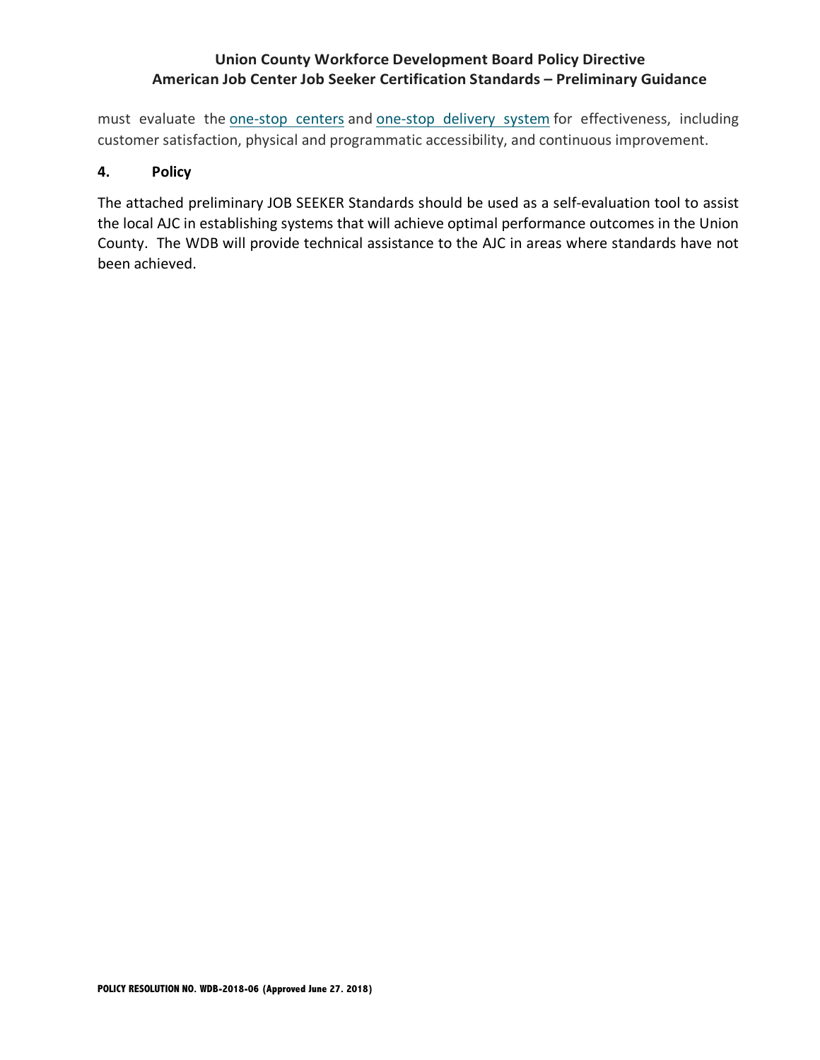must evaluate the one-stop centers and one-stop delivery system for effectiveness, including customer satisfaction, physical and programmatic accessibility, and continuous improvement.

## 4. Policy

The attached preliminary JOB SEEKER Standards should be used as a self-evaluation tool to assist the local AJC in establishing systems that will achieve optimal performance outcomes in the Union County. The WDB will provide technical assistance to the AJC in areas where standards have not been achieved.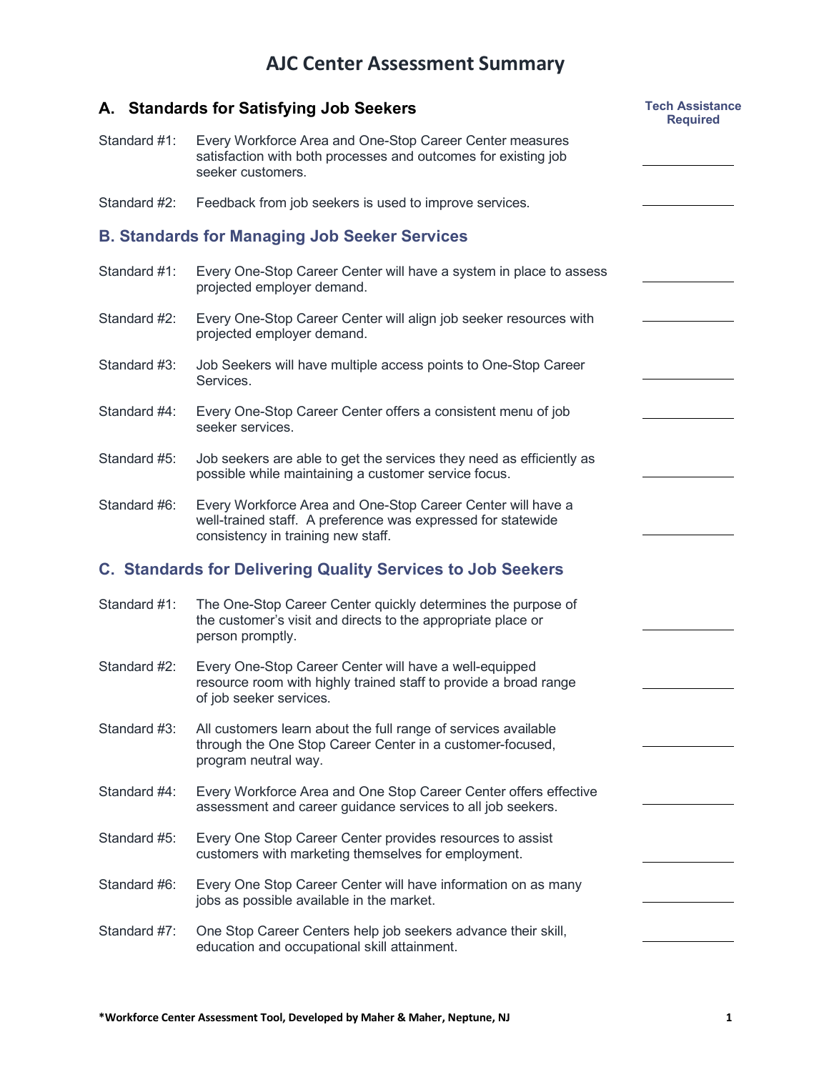# AJC Center Assessment Summary

| | | Tech Assistance Required |
|---|---|---|
| **A. Standards for Satisfying Job Seekers** | | |
| Standard #1: | Every Workforce Area and One-Stop Career Center measures satisfaction with both processes and outcomes for existing job seeker customers. | |
| Standard #2: | Feedback from job seekers is used to improve services. | |
| **B. Standards for Managing Job Seeker Services** | | |
| Standard #1: | Every One-Stop Career Center will have a system in place to assess projected employer demand. | |
| Standard #2: | Every One-Stop Career Center will align job seeker resources with projected employer demand. | |
| Standard #3: | Job Seekers will have multiple access points to One-Stop Career Services. | |
| Standard #4: | Every One-Stop Career Center offers a consistent menu of job seeker services. | |
| Standard #5: | Job seekers are able to get the services they need as efficiently as possible while maintaining a customer service focus. | |
| Standard #6: | Every Workforce Area and One-Stop Career Center will have a well-trained staff. A preference was expressed for statewide consistency in training new staff. | |
| **C. Standards for Delivering Quality Services to Job Seekers** | | |
| Standard #1: | The One-Stop Career Center quickly determines the purpose of the customer's visit and directs to the appropriate place or person promptly. | |
| Standard #2: | Every One-Stop Career Center will have a well-equipped resource room with highly trained staff to provide a broad range of job seeker services. | |
| Standard #3: | All customers learn about the full range of services available through the One Stop Career Center in a customer-focused, program neutral way. | |
| Standard #4: | Every Workforce Area and One Stop Career Center offers effective assessment and career guidance services to all job seekers. | |
| Standard #5: | Every One Stop Career Center provides resources to assist customers with marketing themselves for employment. | |
| Standard #6: | Every One Stop Career Center will have information on as many jobs as possible available in the market. | |
| Standard #7: | One Stop Career Centers help job seekers advance their skill, education and occupational skill attainment. | |

**\*Workforce Center Assessment Tool, Developed by Maher & Maher, Neptune, NJ**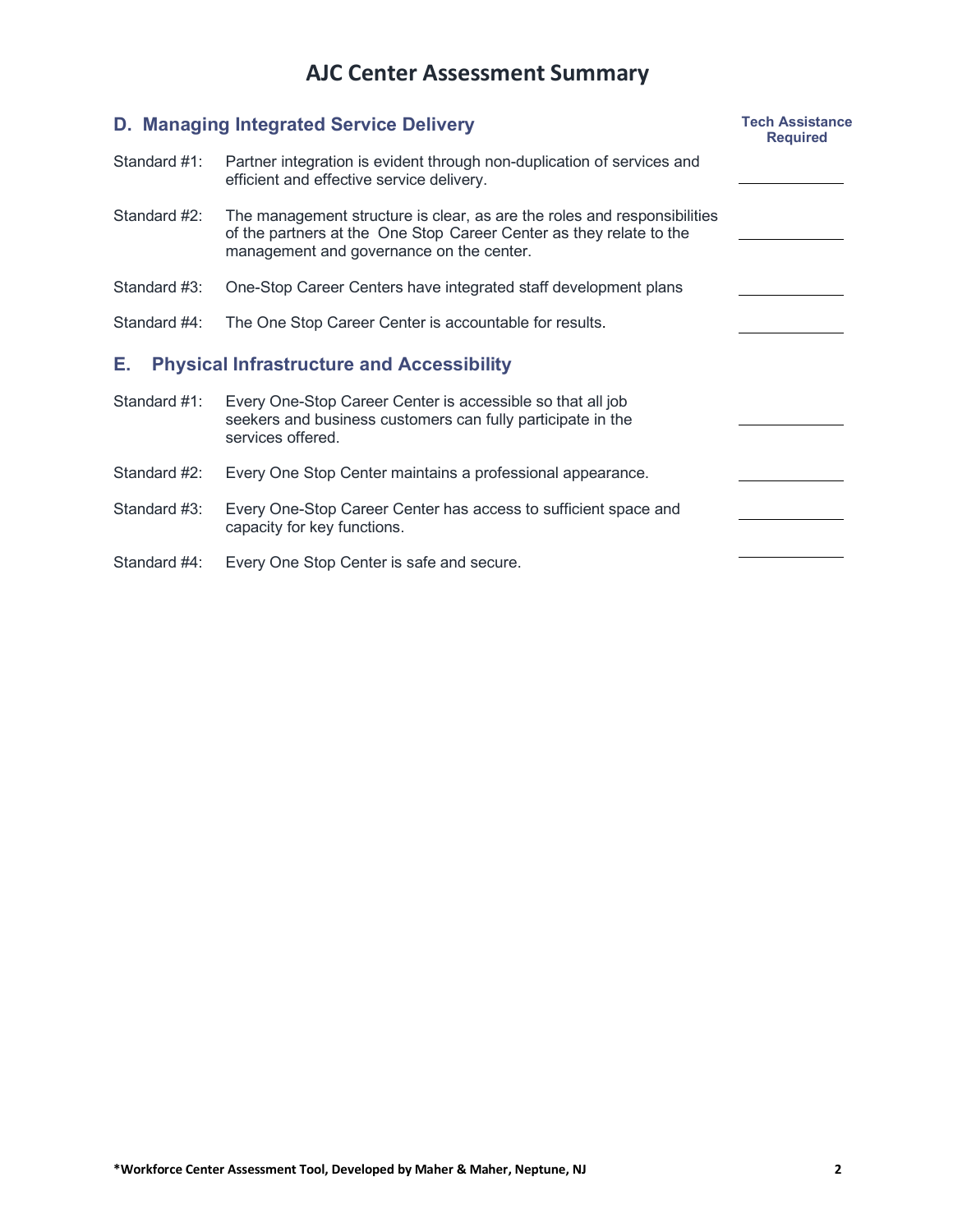# AJC Center Assessment Summary

## D. Managing Integrated Service Delivery

| | | Tech Assistance Required |
|---|---|---|
| Standard #1: | Partner integration is evident through non-duplication of services and efficient and effective service delivery. | ______ |
| Standard #2: | The management structure is clear, as are the roles and responsibilities of the partners at the One Stop Career Center as they relate to the management and governance on the center. | ______ |
| Standard #3: | One-Stop Career Centers have integrated staff development plans | ______ |
| Standard #4: | The One Stop Career Center is accountable for results. | ______ |

## E. Physical Infrastructure and Accessibility

| | | Tech Assistance Required |
|---|---|---|
| Standard #1: | Every One-Stop Career Center is accessible so that all job seekers and business customers can fully participate in the services offered. | ______ |
| Standard #2: | Every One Stop Center maintains a professional appearance. | ______ |
| Standard #3: | Every One-Stop Career Center has access to sufficient space and capacity for key functions. | ______ |
| Standard #4: | Every One Stop Center is safe and secure. | ______ |

*Workforce Center Assessment Tool, Developed by Maher & Maher, Neptune, NJ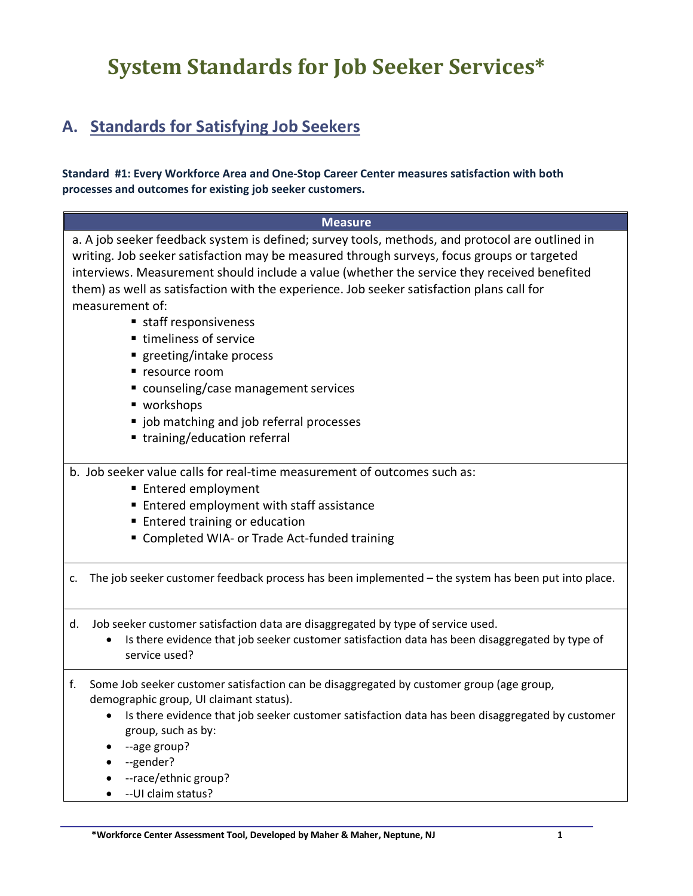# System Standards for Job Seeker Services*

## A. Standards for Satisfying Job Seekers

**Standard #1: Every Workforce Area and One-Stop Career Center measures satisfaction with both processes and outcomes for existing job seeker customers.**

| Measure |
|---|
| a. A job seeker feedback system is defined; survey tools, methods, and protocol are outlined in writing. Job seeker satisfaction may be measured through surveys, focus groups or targeted interviews. Measurement should include a value (whether the service they received benefited them) as well as satisfaction with the experience. Job seeker satisfaction plans call for measurement of: <br>▪ staff responsiveness <br>▪ timeliness of service <br>▪ greeting/intake process <br>▪ resource room <br>▪ counseling/case management services <br>▪ workshops <br>▪ job matching and job referral processes <br>▪ training/education referral |
| b. Job seeker value calls for real-time measurement of outcomes such as: <br>▪ Entered employment <br>▪ Entered employment with staff assistance <br>▪ Entered training or education <br>▪ Completed WIA- or Trade Act-funded training |
| c. The job seeker customer feedback process has been implemented – the system has been put into place. |
| d. Job seeker customer satisfaction data are disaggregated by type of service used. <br>• Is there evidence that job seeker customer satisfaction data has been disaggregated by type of service used? |
| f. Some Job seeker customer satisfaction can be disaggregated by customer group (age group, demographic group, UI claimant status). <br>• Is there evidence that job seeker customer satisfaction data has been disaggregated by customer group, such as by: <br>• --age group? <br>• --gender? <br>• --race/ethnic group? <br>• --UI claim status? |

*Workforce Center Assessment Tool, Developed by Maher & Maher, Neptune, NJ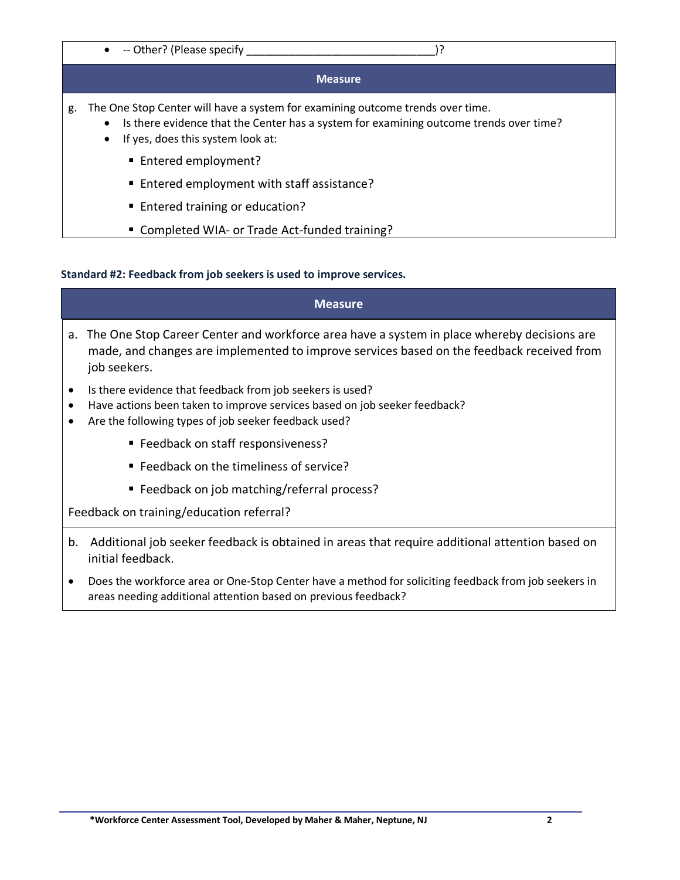- -- Other? (Please specify ______________________________)?

| Measure |
| --- |
| g. The One Stop Center will have a system for examining outcome trends over time.<br>• Is there evidence that the Center has a system for examining outcome trends over time?<br>• If yes, does this system look at:<br>▪ Entered employment?<br>▪ Entered employment with staff assistance?<br>▪ Entered training or education?<br>▪ Completed WIA- or Trade Act-funded training? |

**Standard #2: Feedback from job seekers is used to improve services.**

| Measure |
| --- |
| a. The One Stop Career Center and workforce area have a system in place whereby decisions are made, and changes are implemented to improve services based on the feedback received from job seekers.<br>• Is there evidence that feedback from job seekers is used?<br>• Have actions been taken to improve services based on job seeker feedback?<br>• Are the following types of job seeker feedback used?<br>▪ Feedback on staff responsiveness?<br>▪ Feedback on the timeliness of service?<br>▪ Feedback on job matching/referral process?<br>Feedback on training/education referral? |
| b. Additional job seeker feedback is obtained in areas that require additional attention based on initial feedback.<br>• Does the workforce area or One-Stop Center have a method for soliciting feedback from job seekers in areas needing additional attention based on previous feedback? |

*Workforce Center Assessment Tool, Developed by Maher & Maher, Neptune, NJ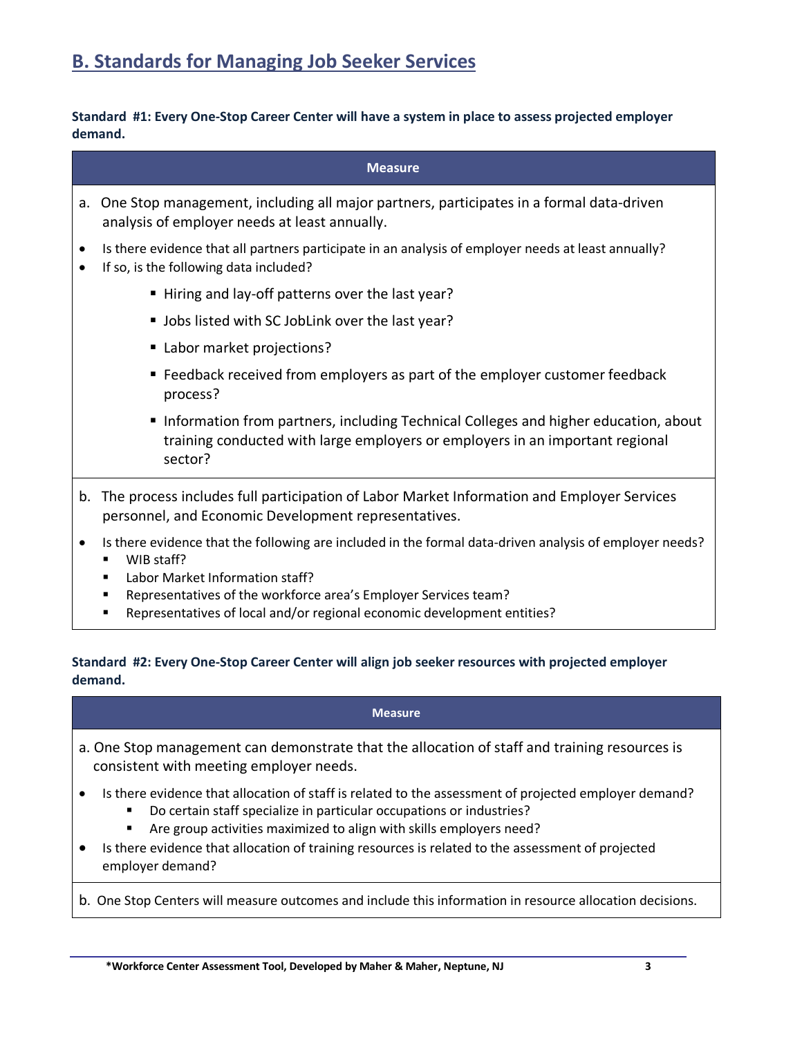## B. Standards for Managing Job Seeker Services

**Standard #1: Every One-Stop Career Center will have a system in place to assess projected employer demand.**

| Measure |
|---|
| a. One Stop management, including all major partners, participates in a formal data-driven analysis of employer needs at least annually.<br>• Is there evidence that all partners participate in an analysis of employer needs at least annually?<br>• If so, is the following data included?<br>&nbsp;&nbsp;&nbsp;&nbsp;▪ Hiring and lay-off patterns over the last year?<br>&nbsp;&nbsp;&nbsp;&nbsp;▪ Jobs listed with SC JobLink over the last year?<br>&nbsp;&nbsp;&nbsp;&nbsp;▪ Labor market projections?<br>&nbsp;&nbsp;&nbsp;&nbsp;▪ Feedback received from employers as part of the employer customer feedback process?<br>&nbsp;&nbsp;&nbsp;&nbsp;▪ Information from partners, including Technical Colleges and higher education, about training conducted with large employers or employers in an important regional sector? |
| b. The process includes full participation of Labor Market Information and Employer Services personnel, and Economic Development representatives.<br>• Is there evidence that the following are included in the formal data-driven analysis of employer needs?<br>&nbsp;&nbsp;&nbsp;&nbsp;▪ WIB staff?<br>&nbsp;&nbsp;&nbsp;&nbsp;▪ Labor Market Information staff?<br>&nbsp;&nbsp;&nbsp;&nbsp;▪ Representatives of the workforce area's Employer Services team?<br>&nbsp;&nbsp;&nbsp;&nbsp;▪ Representatives of local and/or regional economic development entities? |

**Standard #2: Every One-Stop Career Center will align job seeker resources with projected employer demand.**

| Measure |
|---|
| a. One Stop management can demonstrate that the allocation of staff and training resources is consistent with meeting employer needs.<br>• Is there evidence that allocation of staff is related to the assessment of projected employer demand?<br>&nbsp;&nbsp;&nbsp;&nbsp;▪ Do certain staff specialize in particular occupations or industries?<br>&nbsp;&nbsp;&nbsp;&nbsp;▪ Are group activities maximized to align with skills employers need?<br>• Is there evidence that allocation of training resources is related to the assessment of projected employer demand? |
| b. One Stop Centers will measure outcomes and include this information in resource allocation decisions. |

**\*Workforce Center Assessment Tool, Developed by Maher & Maher, Neptune, NJ**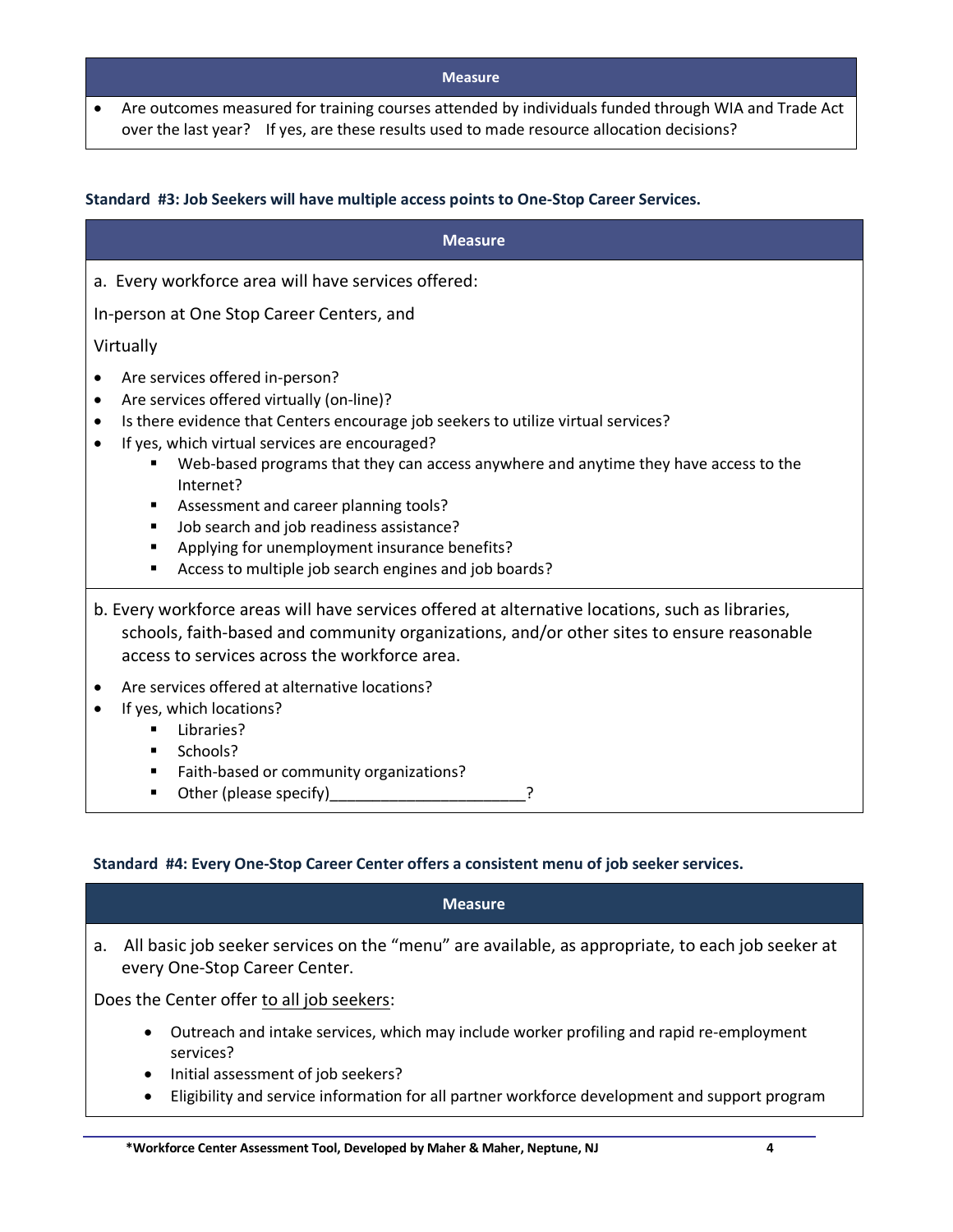| Measure |
| --- |
| • Are outcomes measured for training courses attended by individuals funded through WIA and Trade Act over the last year? If yes, are these results used to made resource allocation decisions? |

**Standard #3: Job Seekers will have multiple access points to One-Stop Career Services.**

**Measure**

a. Every workforce area will have services offered:

In-person at One Stop Career Centers, and

Virtually

- Are services offered in-person?
- Are services offered virtually (on-line)?
- Is there evidence that Centers encourage job seekers to utilize virtual services?
- If yes, which virtual services are encouraged?
    - Web-based programs that they can access anywhere and anytime they have access to the Internet?
    - Assessment and career planning tools?
    - Job search and job readiness assistance?
    - Applying for unemployment insurance benefits?
    - Access to multiple job search engines and job boards?

b. Every workforce areas will have services offered at alternative locations, such as libraries, schools, faith-based and community organizations, and/or other sites to ensure reasonable access to services across the workforce area.

- Are services offered at alternative locations?
- If yes, which locations?
    - Libraries?
    - Schools?
    - Faith-based or community organizations?
    - Other (please specify)_______________________?

**Standard #4: Every One-Stop Career Center offers a consistent menu of job seeker services.**

**Measure**

a. All basic job seeker services on the "menu" are available, as appropriate, to each job seeker at every One-Stop Career Center.

Does the Center offer to all job seekers:

- Outreach and intake services, which may include worker profiling and rapid re-employment services?
- Initial assessment of job seekers?
- Eligibility and service information for all partner workforce development and support program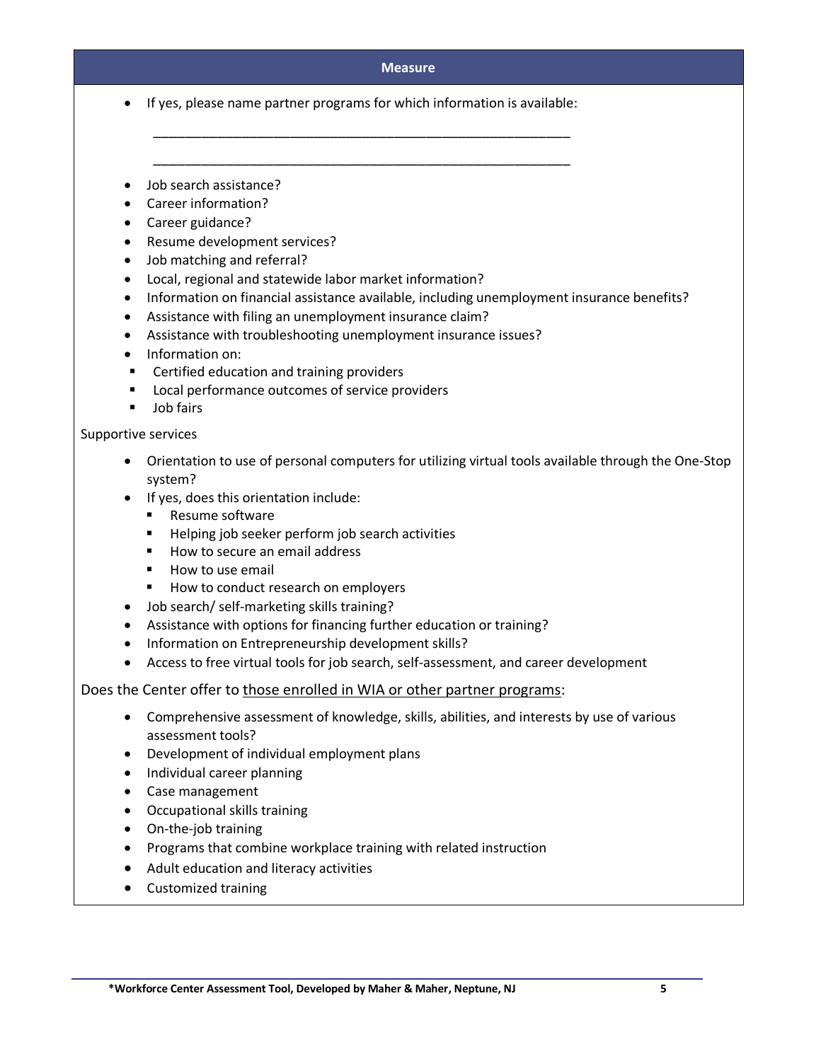| Measure |
|---|
| <ul><li>If yes, please name partner programs for which information is available:<br>\_\_\_\_\_\_\_\_\_\_\_\_\_\_\_\_\_\_\_\_\_\_\_\_\_\_\_\_\_\_\_\_\_\_\_\_\_\_\_\_\_\_\_\_\_\_\_\_<br>\_\_\_\_\_\_\_\_\_\_\_\_\_\_\_\_\_\_\_\_\_\_\_\_\_\_\_\_\_\_\_\_\_\_\_\_\_\_\_\_\_\_\_\_\_\_\_\_</li><li>Job search assistance?</li><li>Career information?</li><li>Career guidance?</li><li>Resume development services?</li><li>Job matching and referral?</li><li>Local, regional and statewide labor market information?</li><li>Information on financial assistance available, including unemployment insurance benefits?</li><li>Assistance with filing an unemployment insurance claim?</li><li>Assistance with troubleshooting unemployment insurance issues?</li><li>Information on:<ul><li>Certified education and training providers</li><li>Local performance outcomes of service providers</li><li>Job fairs</li></ul></li></ul>Supportive services<ul><li>Orientation to use of personal computers for utilizing virtual tools available through the One-Stop system?</li><li>If yes, does this orientation include:<ul><li>Resume software</li><li>Helping job seeker perform job search activities</li><li>How to secure an email address</li><li>How to use email</li><li>How to conduct research on employers</li></ul></li><li>Job search/ self-marketing skills training?</li><li>Assistance with options for financing further education or training?</li><li>Information on Entrepreneurship development skills?</li><li>Access to free virtual tools for job search, self-assessment, and career development</li></ul>Does the Center offer to <u>those enrolled in WIA or other partner programs</u>:<ul><li>Comprehensive assessment of knowledge, skills, abilities, and interests by use of various assessment tools?</li><li>Development of individual employment plans</li><li>Individual career planning</li><li>Case management</li><li>Occupational skills training</li><li>On-the-job training</li><li>Programs that combine workplace training with related instruction</li><li>Adult education and literacy activities</li><li>Customized training</li></ul> |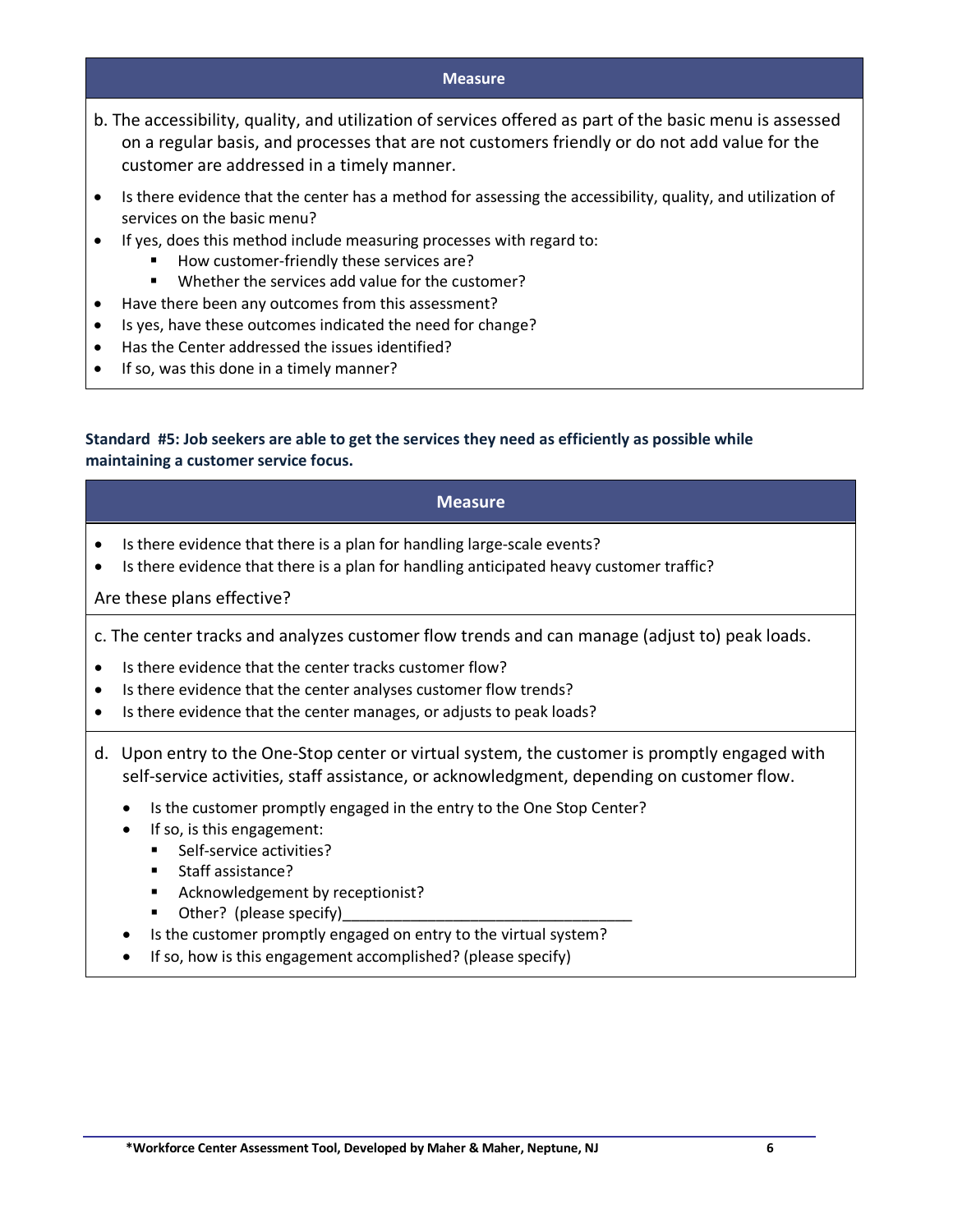| Measure |
|---|
| b. The accessibility, quality, and utilization of services offered as part of the basic menu is assessed on a regular basis, and processes that are not customers friendly or do not add value for the customer are addressed in a timely manner. |
| • Is there evidence that the center has a method for assessing the accessibility, quality, and utilization of services on the basic menu?<br>• If yes, does this method include measuring processes with regard to:<br>&nbsp;&nbsp;&nbsp;&nbsp;▪ How customer-friendly these services are?<br>&nbsp;&nbsp;&nbsp;&nbsp;▪ Whether the services add value for the customer?<br>• Have there been any outcomes from this assessment?<br>• Is yes, have these outcomes indicated the need for change?<br>• Has the Center addressed the issues identified?<br>• If so, was this done in a timely manner? |

**Standard #5: Job seekers are able to get the services they need as efficiently as possible while maintaining a customer service focus.**

| Measure |
|---|
| • Is there evidence that there is a plan for handling large-scale events?<br>• Is there evidence that there is a plan for handling anticipated heavy customer traffic?<br><br>Are these plans effective? |
| c. The center tracks and analyzes customer flow trends and can manage (adjust to) peak loads.<br><br>• Is there evidence that the center tracks customer flow?<br>• Is there evidence that the center analyses customer flow trends?<br>• Is there evidence that the center manages, or adjusts to peak loads? |
| d. Upon entry to the One-Stop center or virtual system, the customer is promptly engaged with self-service activities, staff assistance, or acknowledgment, depending on customer flow.<br><br>• Is the customer promptly engaged in the entry to the One Stop Center?<br>• If so, is this engagement:<br>&nbsp;&nbsp;&nbsp;&nbsp;▪ Self-service activities?<br>&nbsp;&nbsp;&nbsp;&nbsp;▪ Staff assistance?<br>&nbsp;&nbsp;&nbsp;&nbsp;▪ Acknowledgement by receptionist?<br>&nbsp;&nbsp;&nbsp;&nbsp;▪ Other? (please specify)___________________________________<br>• Is the customer promptly engaged on entry to the virtual system?<br>• If so, how is this engagement accomplished? (please specify) |

**\*Workforce Center Assessment Tool, Developed by Maher & Maher, Neptune, NJ**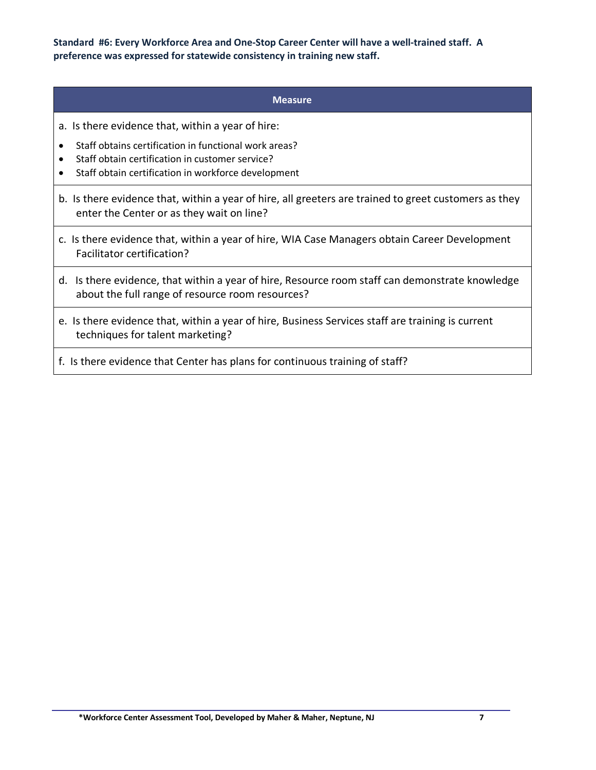**Standard #6: Every Workforce Area and One-Stop Career Center will have a well-trained staff. A preference was expressed for statewide consistency in training new staff.**

| Measure |
|---|
| a. Is there evidence that, within a year of hire:<br>• Staff obtains certification in functional work areas?<br>• Staff obtain certification in customer service?<br>• Staff obtain certification in workforce development |
| b. Is there evidence that, within a year of hire, all greeters are trained to greet customers as they enter the Center or as they wait on line? |
| c. Is there evidence that, within a year of hire, WIA Case Managers obtain Career Development Facilitator certification? |
| d. Is there evidence, that within a year of hire, Resource room staff can demonstrate knowledge about the full range of resource room resources? |
| e. Is there evidence that, within a year of hire, Business Services staff are training is current techniques for talent marketing? |
| f. Is there evidence that Center has plans for continuous training of staff? |

*Workforce Center Assessment Tool, Developed by Maher & Maher, Neptune, NJ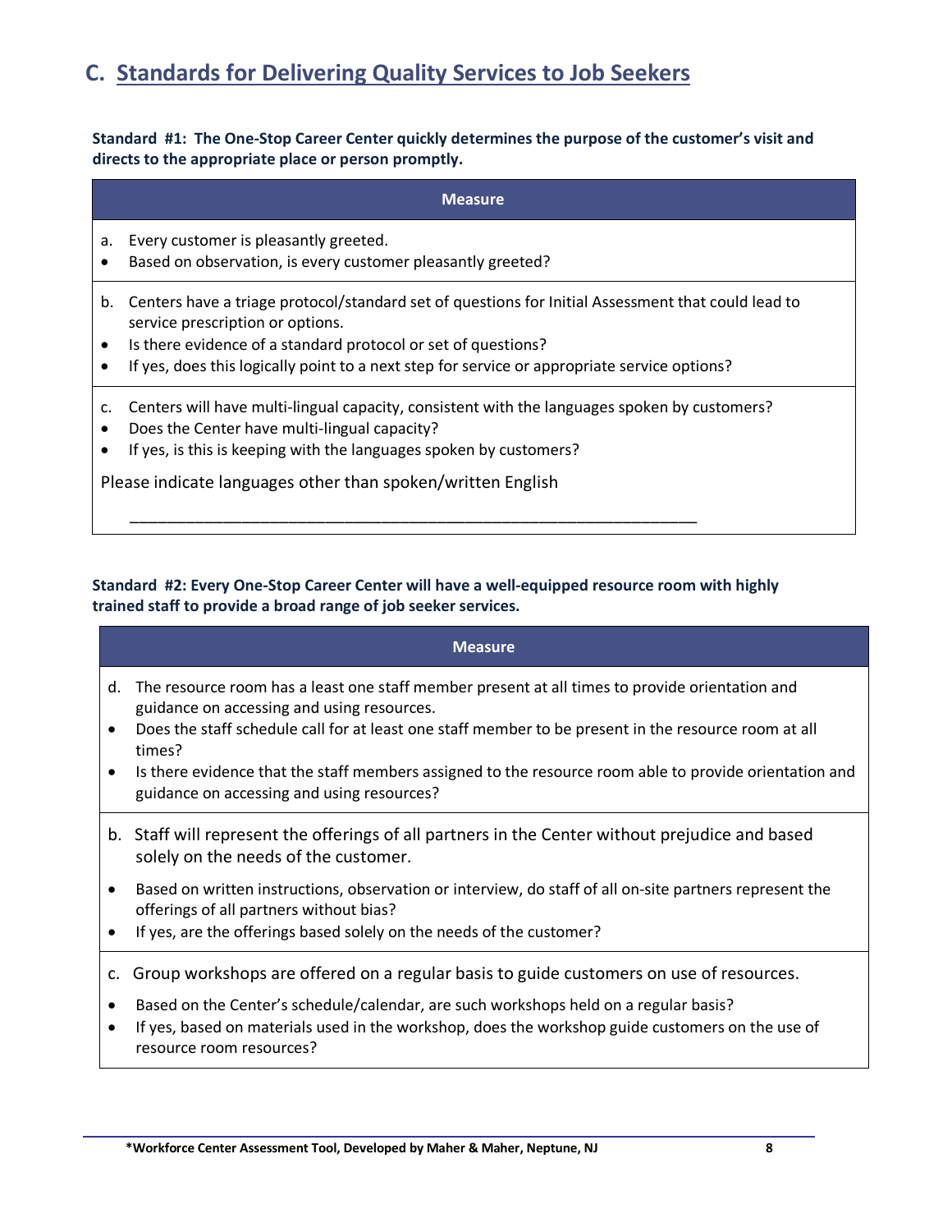## C. Standards for Delivering Quality Services to Job Seekers

**Standard #1: The One-Stop Career Center quickly determines the purpose of the customer's visit and directs to the appropriate place or person promptly.**

| Measure |
| --- |
| a. Every customer is pleasantly greeted.<br>• Based on observation, is every customer pleasantly greeted? |
| b. Centers have a triage protocol/standard set of questions for Initial Assessment that could lead to service prescription or options.<br>• Is there evidence of a standard protocol or set of questions?<br>• If yes, does this logically point to a next step for service or appropriate service options? |
| c. Centers will have multi-lingual capacity, consistent with the languages spoken by customers?<br>• Does the Center have multi-lingual capacity?<br>• If yes, is this is keeping with the languages spoken by customers?<br><br>Please indicate languages other than spoken/written English<br><br>_______________________________________________________________ |

**Standard #2: Every One-Stop Career Center will have a well-equipped resource room with highly trained staff to provide a broad range of job seeker services.**

| Measure |
| --- |
| d. The resource room has a least one staff member present at all times to provide orientation and guidance on accessing and using resources.<br>• Does the staff schedule call for at least one staff member to be present in the resource room at all times?<br>• Is there evidence that the staff members assigned to the resource room able to provide orientation and guidance on accessing and using resources? |
| b. Staff will represent the offerings of all partners in the Center without prejudice and based solely on the needs of the customer.<br>• Based on written instructions, observation or interview, do staff of all on-site partners represent the offerings of all partners without bias?<br>• If yes, are the offerings based solely on the needs of the customer? |
| c. Group workshops are offered on a regular basis to guide customers on use of resources.<br>• Based on the Center's schedule/calendar, are such workshops held on a regular basis?<br>• If yes, based on materials used in the workshop, does the workshop guide customers on the use of resource room resources? |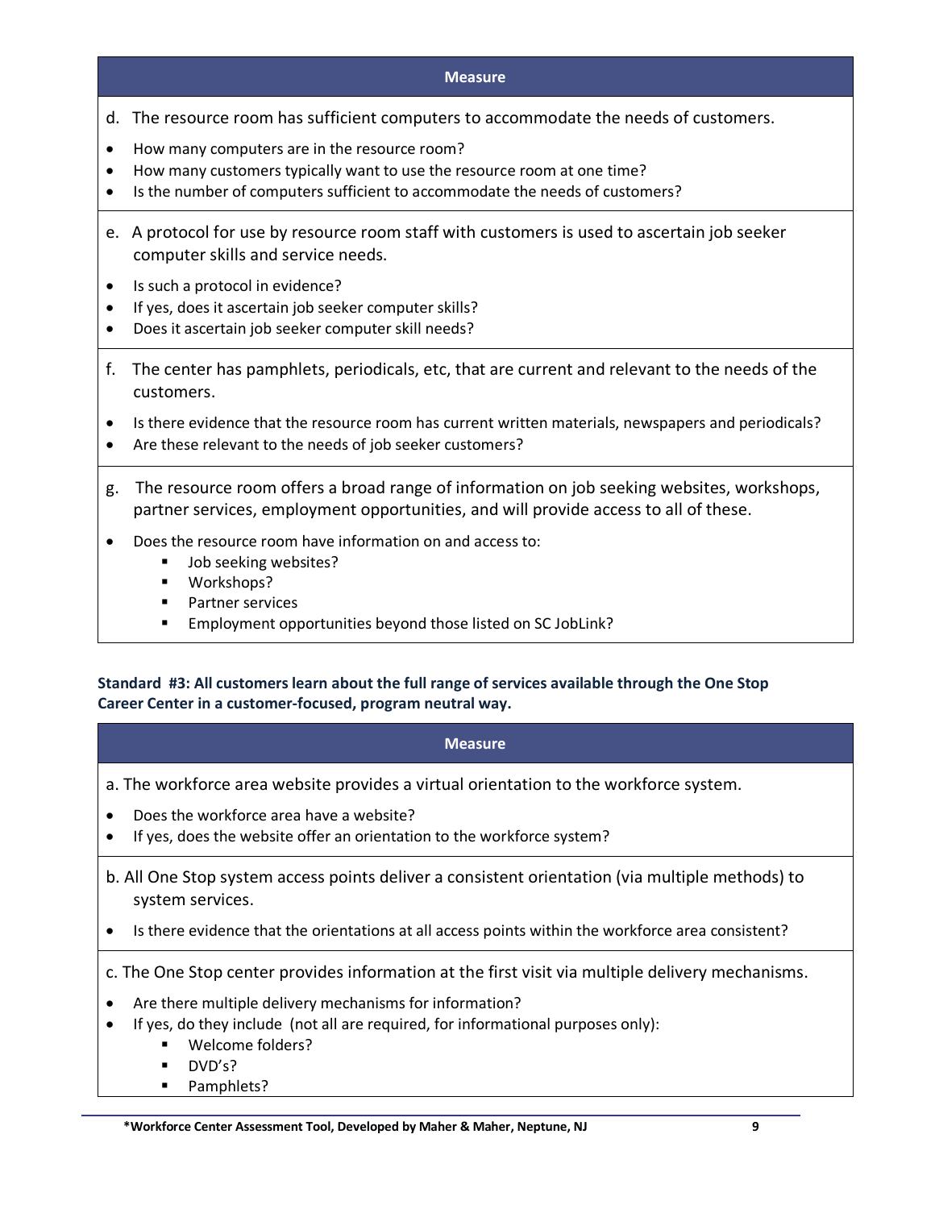| Measure |
| --- |
| d. The resource room has sufficient computers to accommodate the needs of customers.<br>• How many computers are in the resource room?<br>• How many customers typically want to use the resource room at one time?<br>• Is the number of computers sufficient to accommodate the needs of customers? |
| e. A protocol for use by resource room staff with customers is used to ascertain job seeker computer skills and service needs.<br>• Is such a protocol in evidence?<br>• If yes, does it ascertain job seeker computer skills?<br>• Does it ascertain job seeker computer skill needs? |
| f. The center has pamphlets, periodicals, etc, that are current and relevant to the needs of the customers.<br>• Is there evidence that the resource room has current written materials, newspapers and periodicals?<br>• Are these relevant to the needs of job seeker customers? |
| g. The resource room offers a broad range of information on job seeking websites, workshops, partner services, employment opportunities, and will provide access to all of these.<br>• Does the resource room have information on and access to:<br>  ▪ Job seeking websites?<br>  ▪ Workshops?<br>  ▪ Partner services<br>  ▪ Employment opportunities beyond those listed on SC JobLink? |

**Standard #3: All customers learn about the full range of services available through the One Stop Career Center in a customer-focused, program neutral way.**

| Measure |
| --- |
| a. The workforce area website provides a virtual orientation to the workforce system.<br>• Does the workforce area have a website?<br>• If yes, does the website offer an orientation to the workforce system? |
| b. All One Stop system access points deliver a consistent orientation (via multiple methods) to system services.<br>• Is there evidence that the orientations at all access points within the workforce area consistent? |
| c. The One Stop center provides information at the first visit via multiple delivery mechanisms.<br>• Are there multiple delivery mechanisms for information?<br>• If yes, do they include (not all are required, for informational purposes only):<br>  ▪ Welcome folders?<br>  ▪ DVD's?<br>  ▪ Pamphlets? |

*Workforce Center Assessment Tool, Developed by Maher & Maher, Neptune, NJ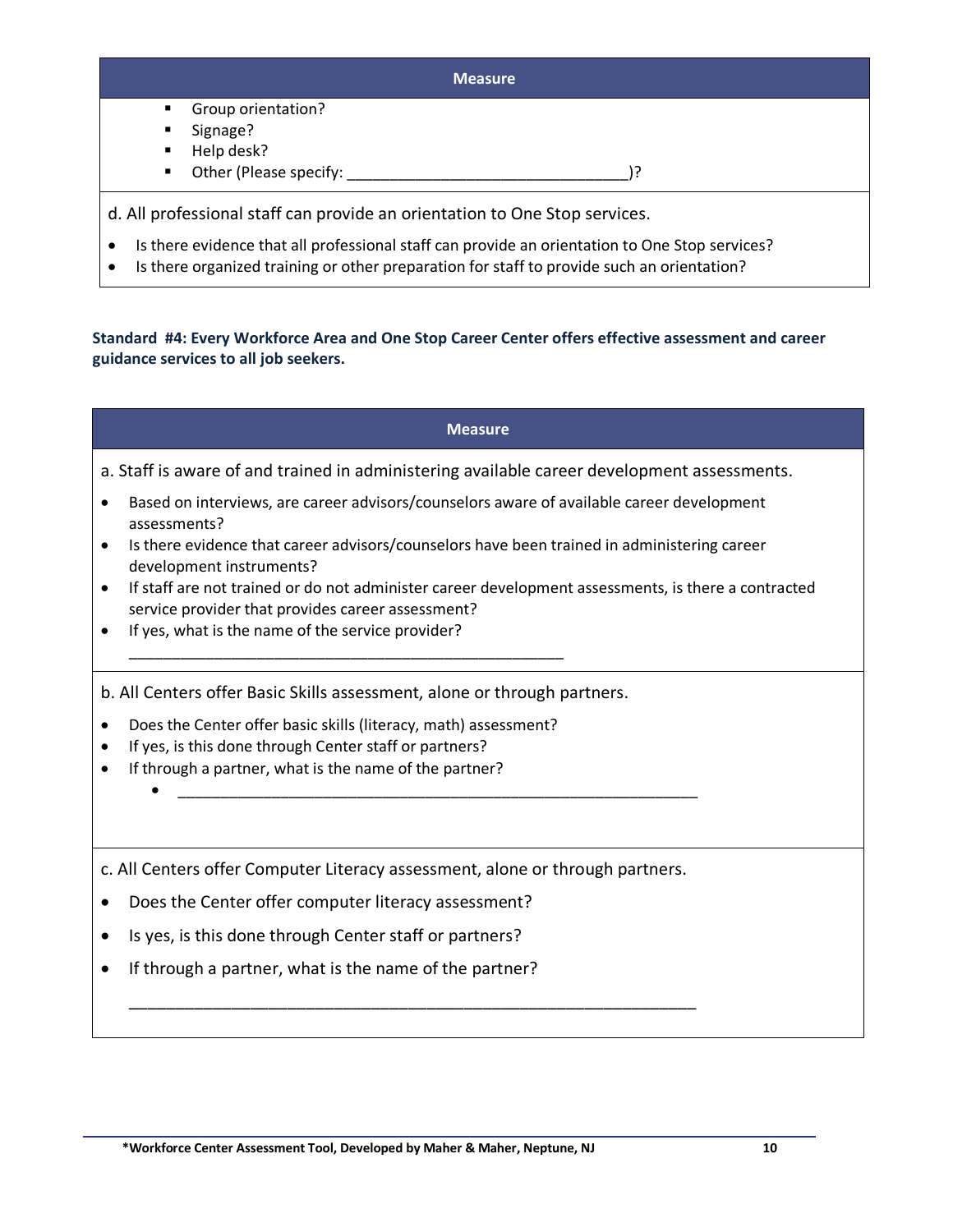| Measure |
| --- |
| ▪ Group orientation?<br>▪ Signage?<br>▪ Help desk?<br>▪ Other (Please specify: _________________________________)? |
| d. All professional staff can provide an orientation to One Stop services.<br>• Is there evidence that all professional staff can provide an orientation to One Stop services?<br>• Is there organized training or other preparation for staff to provide such an orientation? |

**Standard #4: Every Workforce Area and One Stop Career Center offers effective assessment and career guidance services to all job seekers.**

| Measure |
| --- |
| a. Staff is aware of and trained in administering available career development assessments.<br>• Based on interviews, are career advisors/counselors aware of available career development assessments?<br>• Is there evidence that career advisors/counselors have been trained in administering career development instruments?<br>• If staff are not trained or do not administer career development assessments, is there a contracted service provider that provides career assessment?<br>• If yes, what is the name of the service provider?<br>_____________________________________________________ |
| b. All Centers offer Basic Skills assessment, alone or through partners.<br>• Does the Center offer basic skills (literacy, math) assessment?<br>• If yes, is this done through Center staff or partners?<br>• If through a partner, what is the name of the partner?<br>• _______________________________________________________________ |
| c. All Centers offer Computer Literacy assessment, alone or through partners.<br>• Does the Center offer computer literacy assessment?<br>• Is yes, is this done through Center staff or partners?<br>• If through a partner, what is the name of the partner?<br>_____________________________________________________________________ |

*Workforce Center Assessment Tool, Developed by Maher & Maher, Neptune, NJ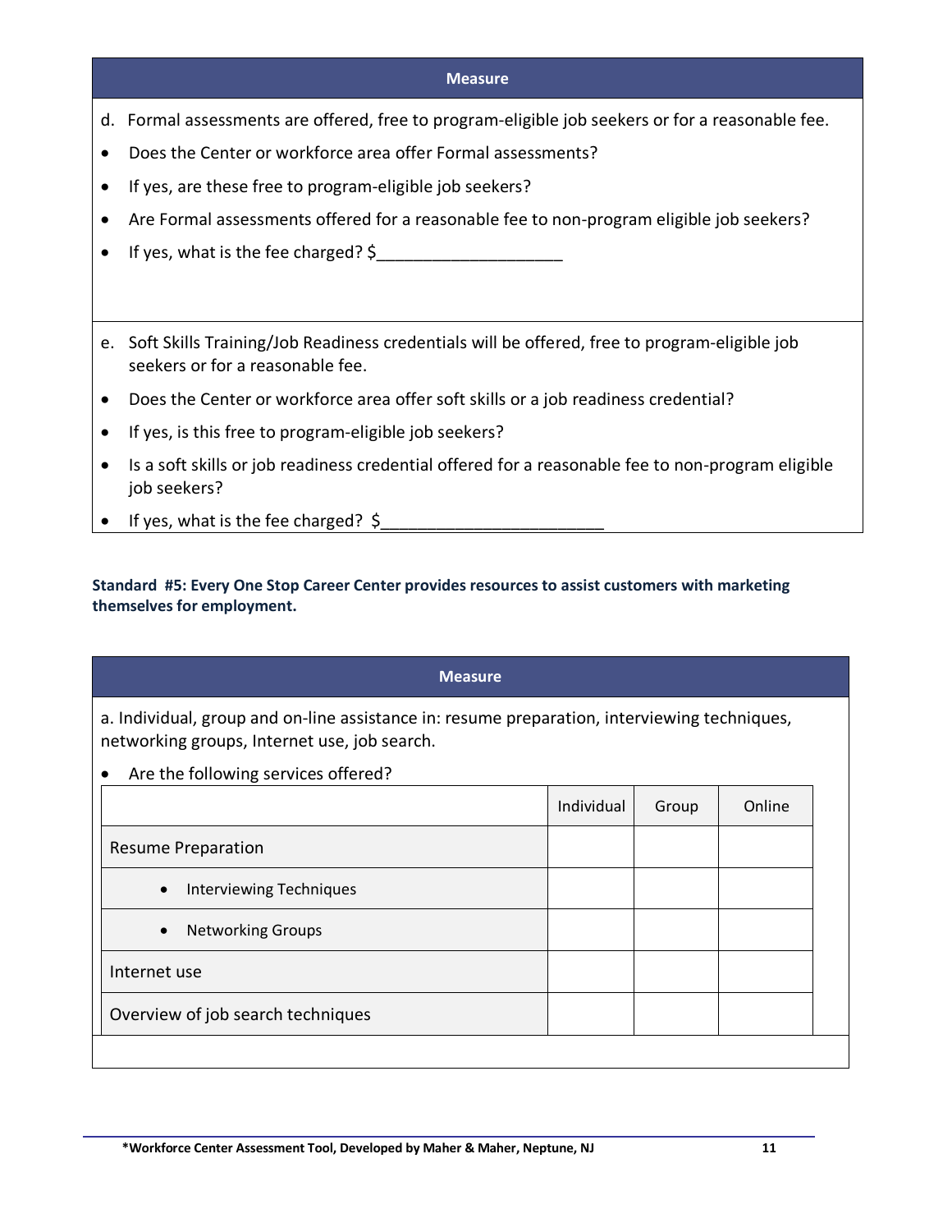| Measure |
|---|
| d. Formal assessments are offered, free to program-eligible job seekers or for a reasonable fee.<br>• Does the Center or workforce area offer Formal assessments?<br>• If yes, are these free to program-eligible job seekers?<br>• Are Formal assessments offered for a reasonable fee to non-program eligible job seekers?<br>• If yes, what is the fee charged? $___________________ |
| e. Soft Skills Training/Job Readiness credentials will be offered, free to program-eligible job seekers or for a reasonable fee.<br>• Does the Center or workforce area offer soft skills or a job readiness credential?<br>• If yes, is this free to program-eligible job seekers?<br>• Is a soft skills or job readiness credential offered for a reasonable fee to non-program eligible job seekers?<br>• If yes, what is the fee charged? $_______________________ |

**Standard #5: Every One Stop Career Center provides resources to assist customers with marketing themselves for employment.**

**Measure**

a. Individual, group and on-line assistance in: resume preparation, interviewing techniques, networking groups, Internet use, job search.

- Are the following services offered?

| | Individual | Group | Online |
|---|---|---|---|
| Resume Preparation | | | |
| • Interviewing Techniques | | | |
| • Networking Groups | | | |
| Internet use | | | |
| Overview of job search techniques | | | |

*Workforce Center Assessment Tool, Developed by Maher & Maher, Neptune, NJ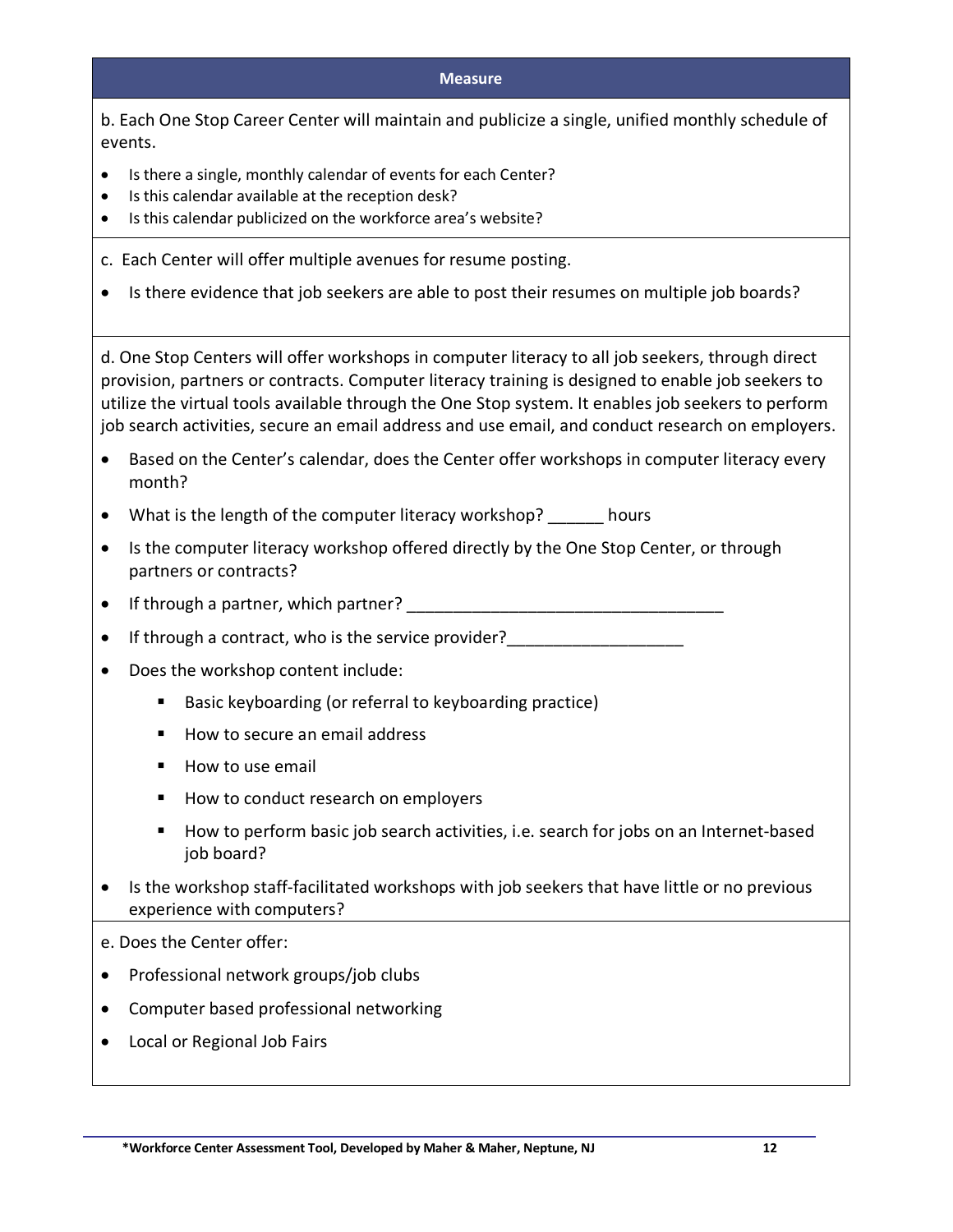| Measure |
| --- |
| b. Each One Stop Career Center will maintain and publicize a single, unified monthly schedule of events.<br>• Is there a single, monthly calendar of events for each Center?<br>• Is this calendar available at the reception desk?<br>• Is this calendar publicized on the workforce area's website? |
| c. Each Center will offer multiple avenues for resume posting.<br>• Is there evidence that job seekers are able to post their resumes on multiple job boards? |
| d. One Stop Centers will offer workshops in computer literacy to all job seekers, through direct provision, partners or contracts. Computer literacy training is designed to enable job seekers to utilize the virtual tools available through the One Stop system. It enables job seekers to perform job search activities, secure an email address and use email, and conduct research on employers.<br>• Based on the Center's calendar, does the Center offer workshops in computer literacy every month?<br>• What is the length of the computer literacy workshop? ______ hours<br>• Is the computer literacy workshop offered directly by the One Stop Center, or through partners or contracts?<br>• If through a partner, which partner? __________________________________<br>• If through a contract, who is the service provider?___________________<br>• Does the workshop content include:<br>&nbsp;&nbsp;&nbsp;&nbsp;▪ Basic keyboarding (or referral to keyboarding practice)<br>&nbsp;&nbsp;&nbsp;&nbsp;▪ How to secure an email address<br>&nbsp;&nbsp;&nbsp;&nbsp;▪ How to use email<br>&nbsp;&nbsp;&nbsp;&nbsp;▪ How to conduct research on employers<br>&nbsp;&nbsp;&nbsp;&nbsp;▪ How to perform basic job search activities, i.e. search for jobs on an Internet-based job board?<br>• Is the workshop staff-facilitated workshops with job seekers that have little or no previous experience with computers? |
| e. Does the Center offer:<br>• Professional network groups/job clubs<br>• Computer based professional networking<br>• Local or Regional Job Fairs |

*Workforce Center Assessment Tool, Developed by Maher & Maher, Neptune, NJ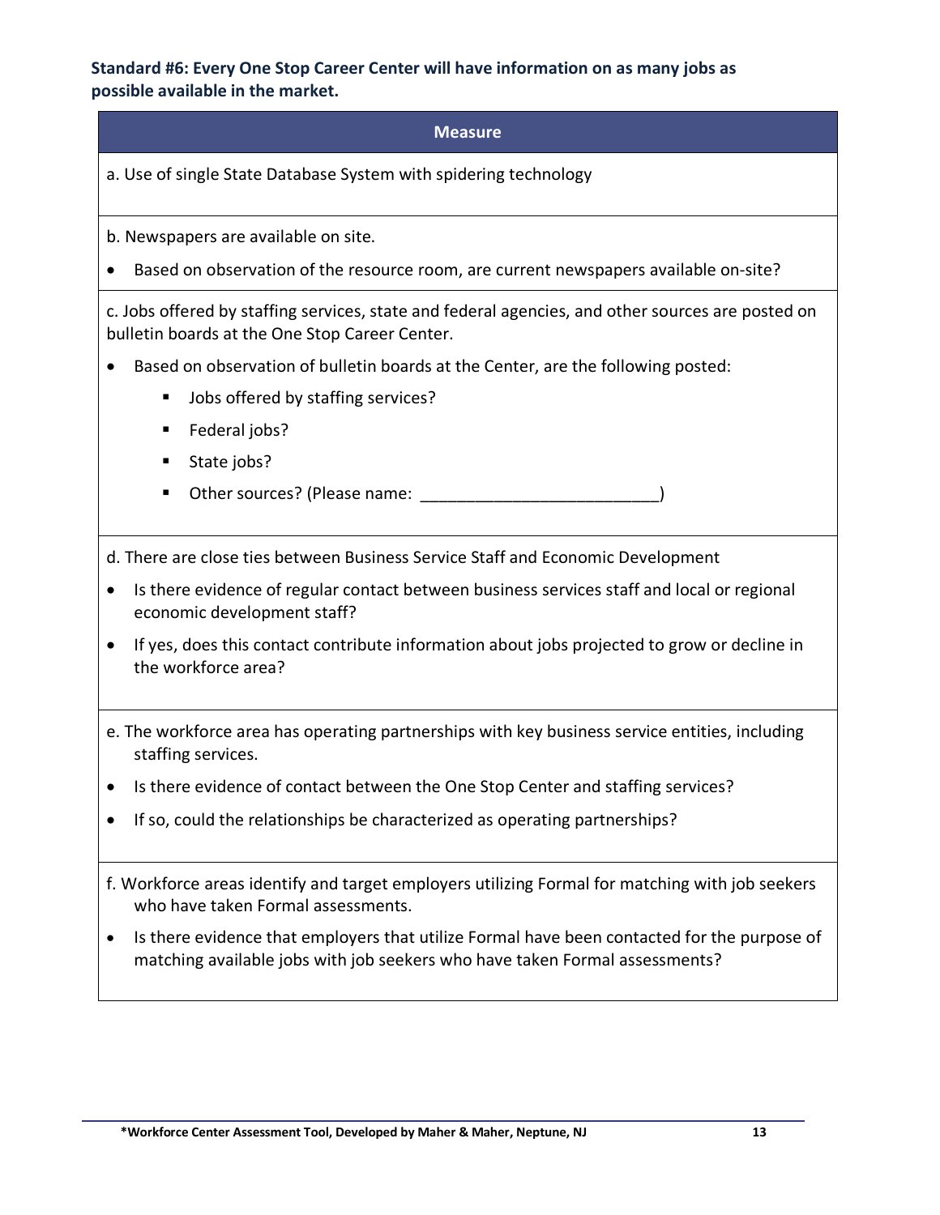**Standard #6: Every One Stop Career Center will have information on as many jobs as possible available in the market.**

| Measure |
|---|
| a. Use of single State Database System with spidering technology |
| b. Newspapers are available on site.<br>• Based on observation of the resource room, are current newspapers available on-site? |
| c. Jobs offered by staffing services, state and federal agencies, and other sources are posted on bulletin boards at the One Stop Career Center.<br>• Based on observation of bulletin boards at the Center, are the following posted:<br>▪ Jobs offered by staffing services?<br>▪ Federal jobs?<br>▪ State jobs?<br>▪ Other sources? (Please name: ___________________________) |
| d. There are close ties between Business Service Staff and Economic Development<br>• Is there evidence of regular contact between business services staff and local or regional economic development staff?<br>• If yes, does this contact contribute information about jobs projected to grow or decline in the workforce area? |
| e. The workforce area has operating partnerships with key business service entities, including staffing services.<br>• Is there evidence of contact between the One Stop Center and staffing services?<br>• If so, could the relationships be characterized as operating partnerships? |
| f. Workforce areas identify and target employers utilizing Formal for matching with job seekers who have taken Formal assessments.<br>• Is there evidence that employers that utilize Formal have been contacted for the purpose of matching available jobs with job seekers who have taken Formal assessments? |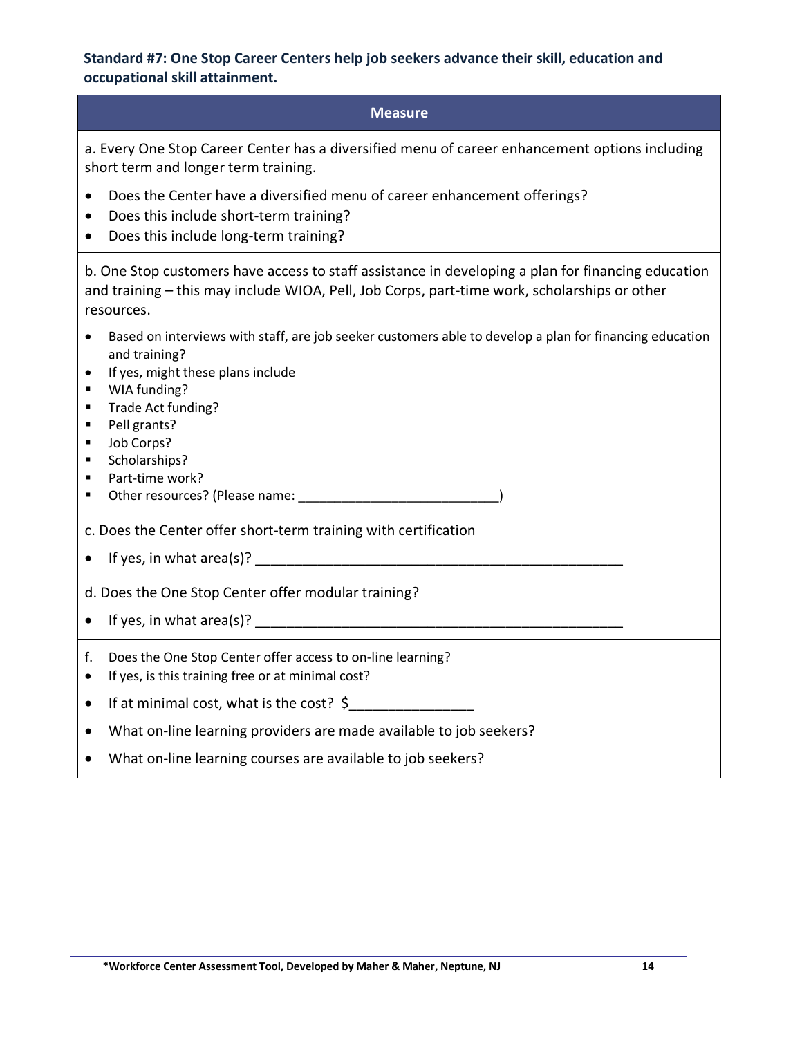**Standard #7: One Stop Career Centers help job seekers advance their skill, education and occupational skill attainment.**

| Measure |
|---|
| a. Every One Stop Career Center has a diversified menu of career enhancement options including short term and longer term training.<br><br>• Does the Center have a diversified menu of career enhancement offerings?<br>• Does this include short-term training?<br>• Does this include long-term training? |
| b. One Stop customers have access to staff assistance in developing a plan for financing education and training – this may include WIOA, Pell, Job Corps, part-time work, scholarships or other resources.<br><br>• Based on interviews with staff, are job seeker customers able to develop a plan for financing education and training?<br>• If yes, might these plans include<br>▪ WIA funding?<br>▪ Trade Act funding?<br>▪ Pell grants?<br>▪ Job Corps?<br>▪ Scholarships?<br>▪ Part-time work?<br>▪ Other resources? (Please name: ___________________________) |
| c. Does the Center offer short-term training with certification<br><br>• If yes, in what area(s)? ________________________________________________ |
| d. Does the One Stop Center offer modular training?<br><br>• If yes, in what area(s)? ________________________________________________ |
| f. Does the One Stop Center offer access to on-line learning?<br>• If yes, is this training free or at minimal cost?<br>• If at minimal cost, what is the cost? $________________<br>• What on-line learning providers are made available to job seekers?<br>• What on-line learning courses are available to job seekers? |

*Workforce Center Assessment Tool, Developed by Maher & Maher, Neptune, NJ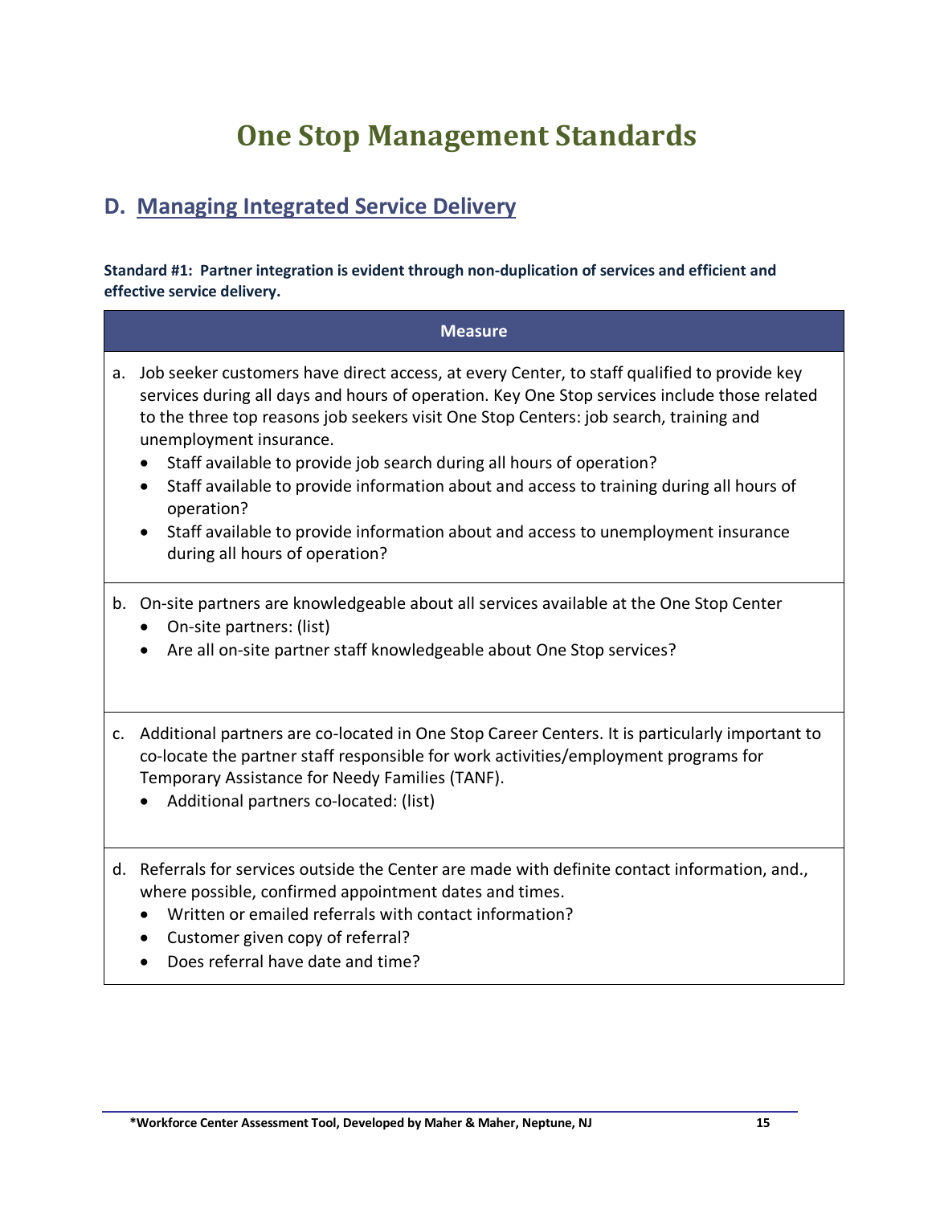# One Stop Management Standards

## D. Managing Integrated Service Delivery

**Standard #1: Partner integration is evident through non-duplication of services and efficient and effective service delivery.**

| Measure |
| --- |
| a. Job seeker customers have direct access, at every Center, to staff qualified to provide key services during all days and hours of operation. Key One Stop services include those related to the three top reasons job seekers visit One Stop Centers: job search, training and unemployment insurance.<br>• Staff available to provide job search during all hours of operation?<br>• Staff available to provide information about and access to training during all hours of operation?<br>• Staff available to provide information about and access to unemployment insurance during all hours of operation? |
| b. On-site partners are knowledgeable about all services available at the One Stop Center<br>• On-site partners: (list)<br>• Are all on-site partner staff knowledgeable about One Stop services? |
| c. Additional partners are co-located in One Stop Career Centers. It is particularly important to co-locate the partner staff responsible for work activities/employment programs for Temporary Assistance for Needy Families (TANF).<br>• Additional partners co-located: (list) |
| d. Referrals for services outside the Center are made with definite contact information, and., where possible, confirmed appointment dates and times.<br>• Written or emailed referrals with contact information?<br>• Customer given copy of referral?<br>• Does referral have date and time? |

*Workforce Center Assessment Tool, Developed by Maher & Maher, Neptune, NJ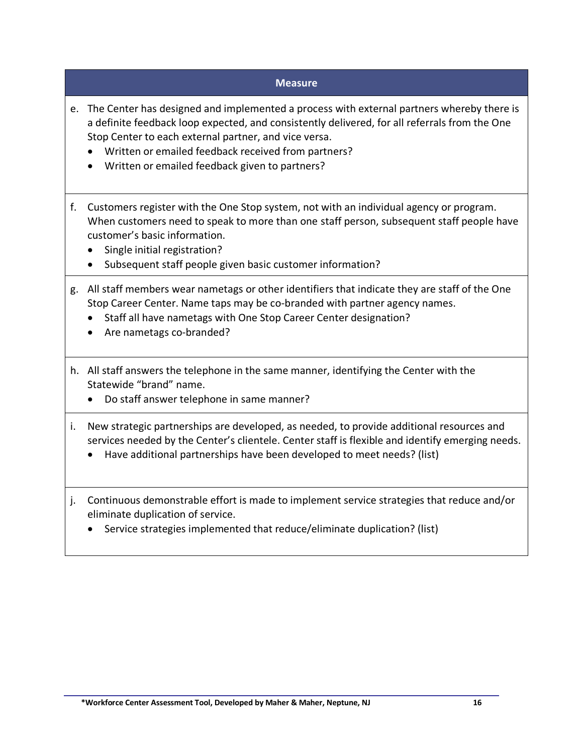| Measure |
| --- |
| e. The Center has designed and implemented a process with external partners whereby there is a definite feedback loop expected, and consistently delivered, for all referrals from the One Stop Center to each external partner, and vice versa.<br>• Written or emailed feedback received from partners?<br>• Written or emailed feedback given to partners? |
| f. Customers register with the One Stop system, not with an individual agency or program. When customers need to speak to more than one staff person, subsequent staff people have customer's basic information.<br>• Single initial registration?<br>• Subsequent staff people given basic customer information? |
| g. All staff members wear nametags or other identifiers that indicate they are staff of the One Stop Career Center. Name taps may be co-branded with partner agency names.<br>• Staff all have nametags with One Stop Career Center designation?<br>• Are nametags co-branded? |
| h. All staff answers the telephone in the same manner, identifying the Center with the Statewide "brand" name.<br>• Do staff answer telephone in same manner? |
| i. New strategic partnerships are developed, as needed, to provide additional resources and services needed by the Center's clientele. Center staff is flexible and identify emerging needs.<br>• Have additional partnerships have been developed to meet needs? (list) |
| j. Continuous demonstrable effort is made to implement service strategies that reduce and/or eliminate duplication of service.<br>• Service strategies implemented that reduce/eliminate duplication? (list) |

**\*Workforce Center Assessment Tool, Developed by Maher & Maher, Neptune, NJ**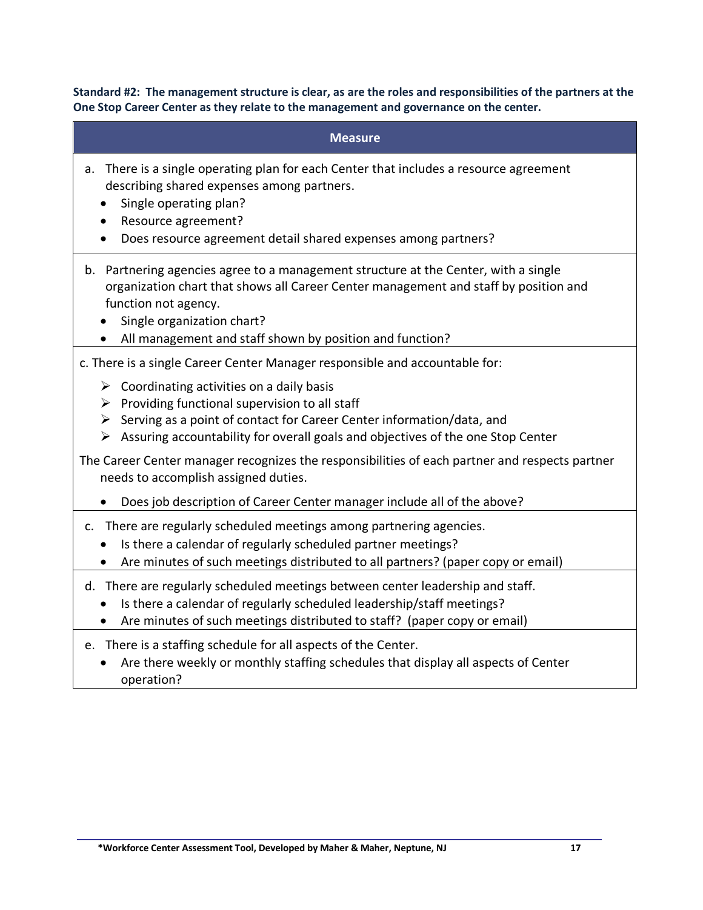**Standard #2: The management structure is clear, as are the roles and responsibilities of the partners at the One Stop Career Center as they relate to the management and governance on the center.**

| Measure |
| --- |
| a. There is a single operating plan for each Center that includes a resource agreement describing shared expenses among partners.<br>• Single operating plan?<br>• Resource agreement?<br>• Does resource agreement detail shared expenses among partners? |
| b. Partnering agencies agree to a management structure at the Center, with a single organization chart that shows all Career Center management and staff by position and function not agency.<br>• Single organization chart?<br>• All management and staff shown by position and function? |
| c. There is a single Career Center Manager responsible and accountable for:<br>➢ Coordinating activities on a daily basis<br>➢ Providing functional supervision to all staff<br>➢ Serving as a point of contact for Career Center information/data, and<br>➢ Assuring accountability for overall goals and objectives of the one Stop Center<br>The Career Center manager recognizes the responsibilities of each partner and respects partner needs to accomplish assigned duties.<br>• Does job description of Career Center manager include all of the above? |
| c. There are regularly scheduled meetings among partnering agencies.<br>• Is there a calendar of regularly scheduled partner meetings?<br>• Are minutes of such meetings distributed to all partners? (paper copy or email) |
| d. There are regularly scheduled meetings between center leadership and staff.<br>• Is there a calendar of regularly scheduled leadership/staff meetings?<br>• Are minutes of such meetings distributed to staff? (paper copy or email) |
| e. There is a staffing schedule for all aspects of the Center.<br>• Are there weekly or monthly staffing schedules that display all aspects of Center operation? |

**\*Workforce Center Assessment Tool, Developed by Maher & Maher, Neptune, NJ**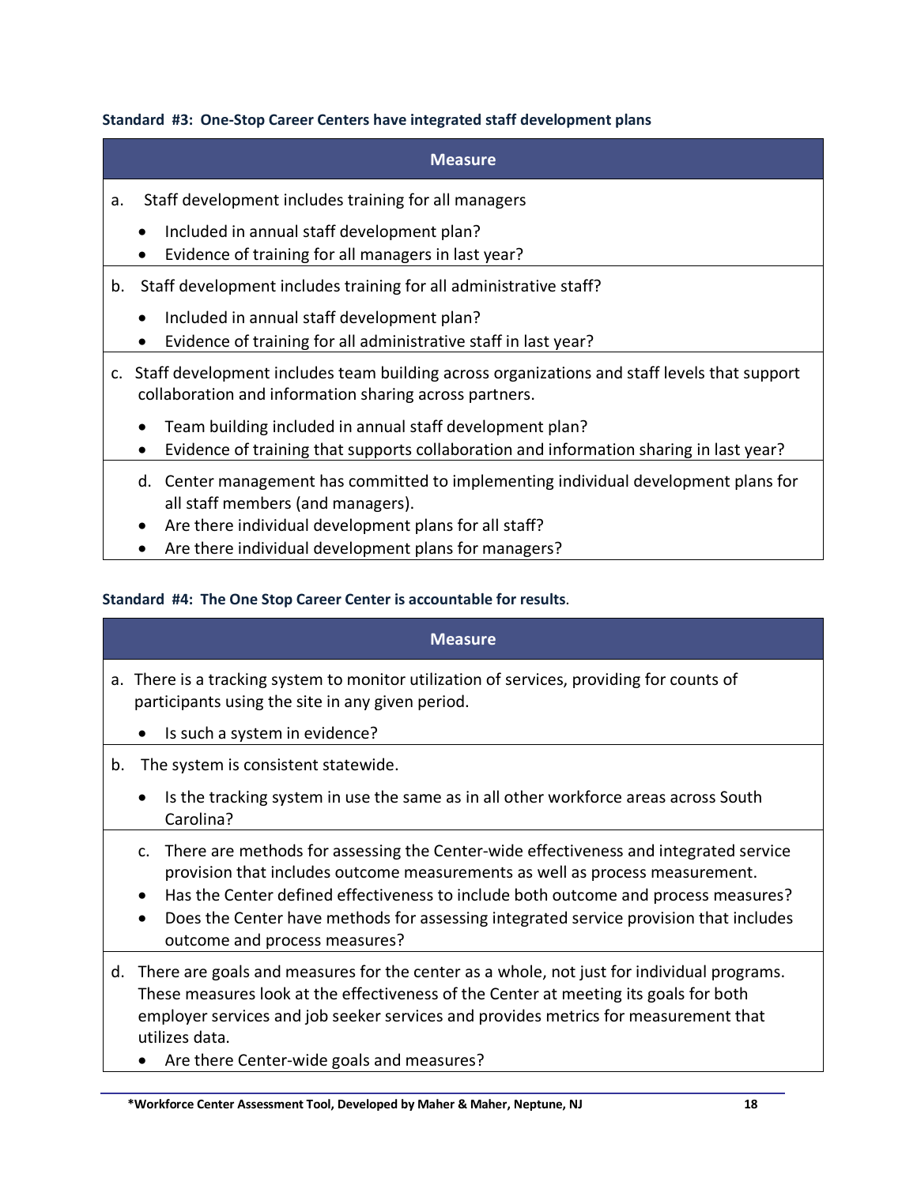**Standard #3: One-Stop Career Centers have integrated staff development plans**

| Measure |
|---|
| a. Staff development includes training for all managers<br>• Included in annual staff development plan?<br>• Evidence of training for all managers in last year? |
| b. Staff development includes training for all administrative staff?<br>• Included in annual staff development plan?<br>• Evidence of training for all administrative staff in last year? |
| c. Staff development includes team building across organizations and staff levels that support collaboration and information sharing across partners.<br>• Team building included in annual staff development plan?<br>• Evidence of training that supports collaboration and information sharing in last year? |
| d. Center management has committed to implementing individual development plans for all staff members (and managers).<br>• Are there individual development plans for all staff?<br>• Are there individual development plans for managers? |

**Standard #4: The One Stop Career Center is accountable for results**.

| Measure |
|---|
| a. There is a tracking system to monitor utilization of services, providing for counts of participants using the site in any given period.<br>• Is such a system in evidence? |
| b. The system is consistent statewide.<br>• Is the tracking system in use the same as in all other workforce areas across South Carolina? |
| c. There are methods for assessing the Center-wide effectiveness and integrated service provision that includes outcome measurements as well as process measurement.<br>• Has the Center defined effectiveness to include both outcome and process measures?<br>• Does the Center have methods for assessing integrated service provision that includes outcome and process measures? |
| d. There are goals and measures for the center as a whole, not just for individual programs. These measures look at the effectiveness of the Center at meeting its goals for both employer services and job seeker services and provides metrics for measurement that utilizes data.<br>• Are there Center-wide goals and measures? |

*Workforce Center Assessment Tool, Developed by Maher & Maher, Neptune, NJ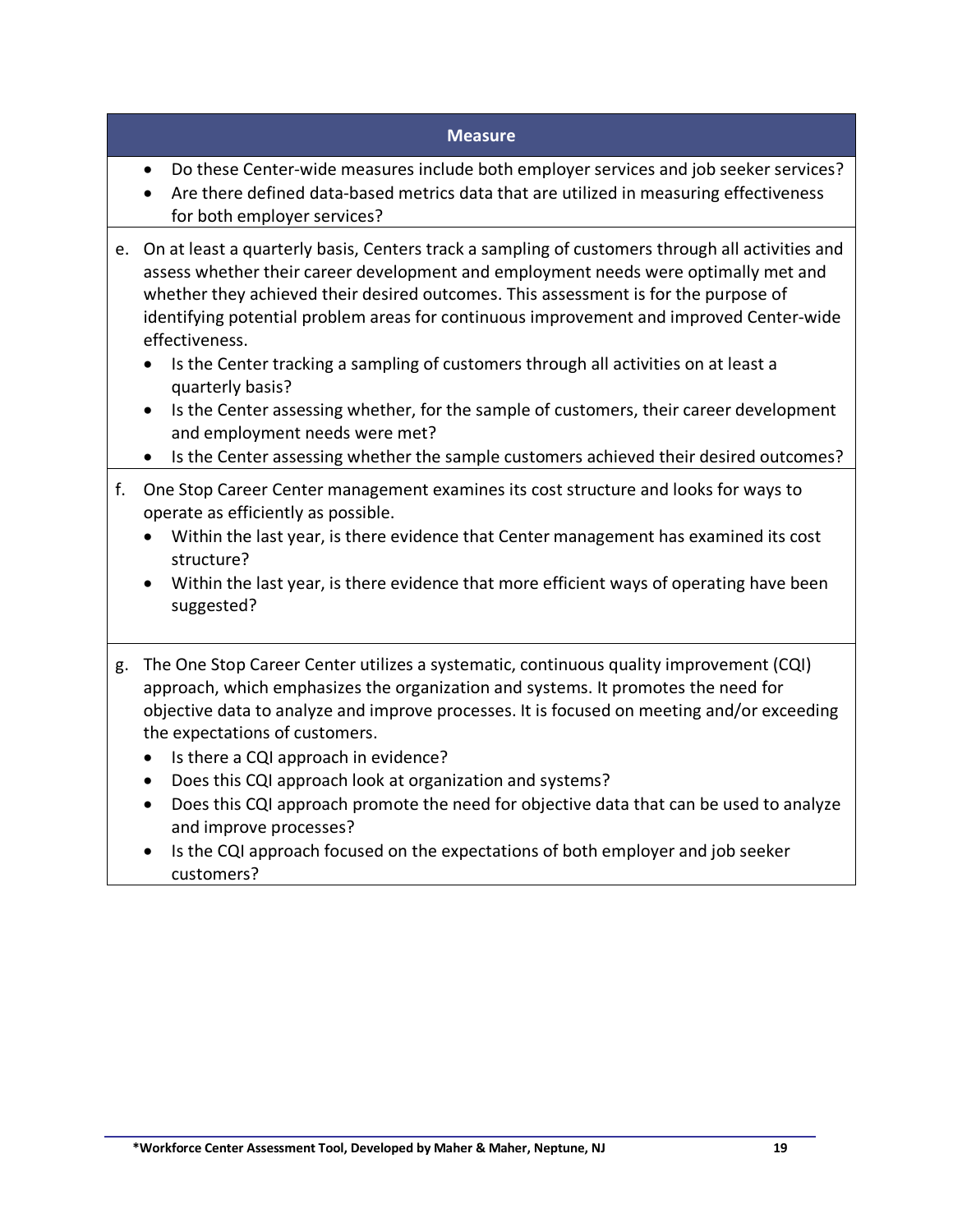| Measure |
| --- |
| <ul><li>Do these Center-wide measures include both employer services and job seeker services?</li><li>Are there defined data-based metrics data that are utilized in measuring effectiveness for both employer services?</li></ul> |
| e. On at least a quarterly basis, Centers track a sampling of customers through all activities and assess whether their career development and employment needs were optimally met and whether they achieved their desired outcomes. This assessment is for the purpose of identifying potential problem areas for continuous improvement and improved Center-wide effectiveness.<ul><li>Is the Center tracking a sampling of customers through all activities on at least a quarterly basis?</li><li>Is the Center assessing whether, for the sample of customers, their career development and employment needs were met?</li><li>Is the Center assessing whether the sample customers achieved their desired outcomes?</li></ul> |
| f. One Stop Career Center management examines its cost structure and looks for ways to operate as efficiently as possible.<ul><li>Within the last year, is there evidence that Center management has examined its cost structure?</li><li>Within the last year, is there evidence that more efficient ways of operating have been suggested?</li></ul> |
| g. The One Stop Career Center utilizes a systematic, continuous quality improvement (CQI) approach, which emphasizes the organization and systems. It promotes the need for objective data to analyze and improve processes. It is focused on meeting and/or exceeding the expectations of customers.<ul><li>Is there a CQI approach in evidence?</li><li>Does this CQI approach look at organization and systems?</li><li>Does this CQI approach promote the need for objective data that can be used to analyze and improve processes?</li><li>Is the CQI approach focused on the expectations of both employer and job seeker customers?</li></ul> |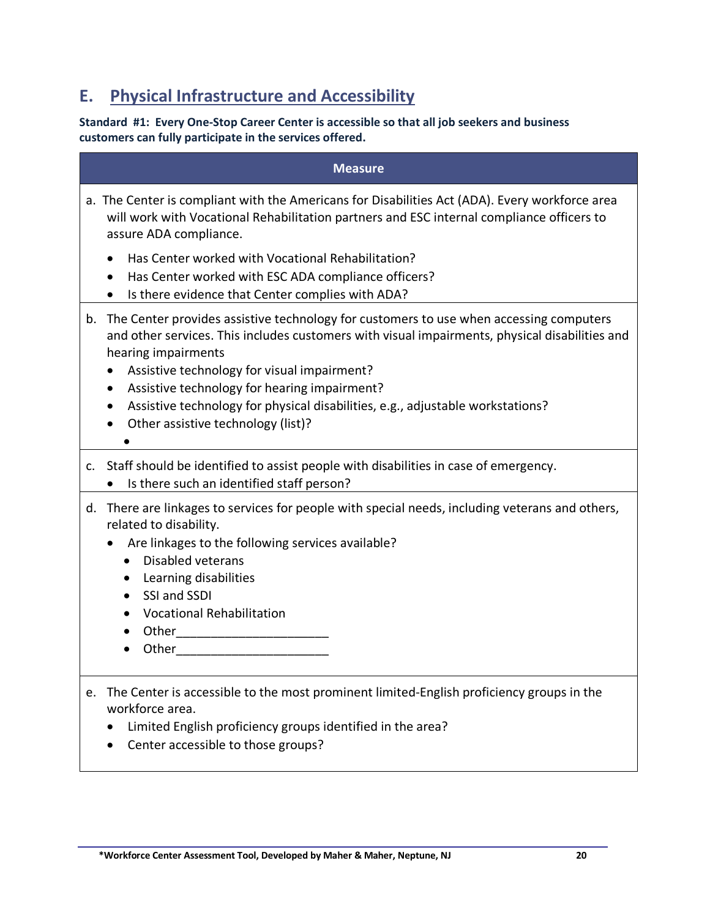## E. Physical Infrastructure and Accessibility

**Standard #1: Every One-Stop Career Center is accessible so that all job seekers and business customers can fully participate in the services offered.**

| Measure |
|---|
| a. The Center is compliant with the Americans for Disabilities Act (ADA). Every workforce area will work with Vocational Rehabilitation partners and ESC internal compliance officers to assure ADA compliance.<br>• Has Center worked with Vocational Rehabilitation?<br>• Has Center worked with ESC ADA compliance officers?<br>• Is there evidence that Center complies with ADA? |
| b. The Center provides assistive technology for customers to use when accessing computers and other services. This includes customers with visual impairments, physical disabilities and hearing impairments<br>• Assistive technology for visual impairment?<br>• Assistive technology for hearing impairment?<br>• Assistive technology for physical disabilities, e.g., adjustable workstations?<br>• Other assistive technology (list)?<br>• |
| c. Staff should be identified to assist people with disabilities in case of emergency.<br>• Is there such an identified staff person? |
| d. There are linkages to services for people with special needs, including veterans and others, related to disability.<br>• Are linkages to the following services available?<br>  • Disabled veterans<br>  • Learning disabilities<br>  • SSI and SSDI<br>  • Vocational Rehabilitation<br>  • Other______________________<br>  • Other______________________ |
| e. The Center is accessible to the most prominent limited-English proficiency groups in the workforce area.<br>• Limited English proficiency groups identified in the area?<br>• Center accessible to those groups? |

*Workforce Center Assessment Tool, Developed by Maher & Maher, Neptune, NJ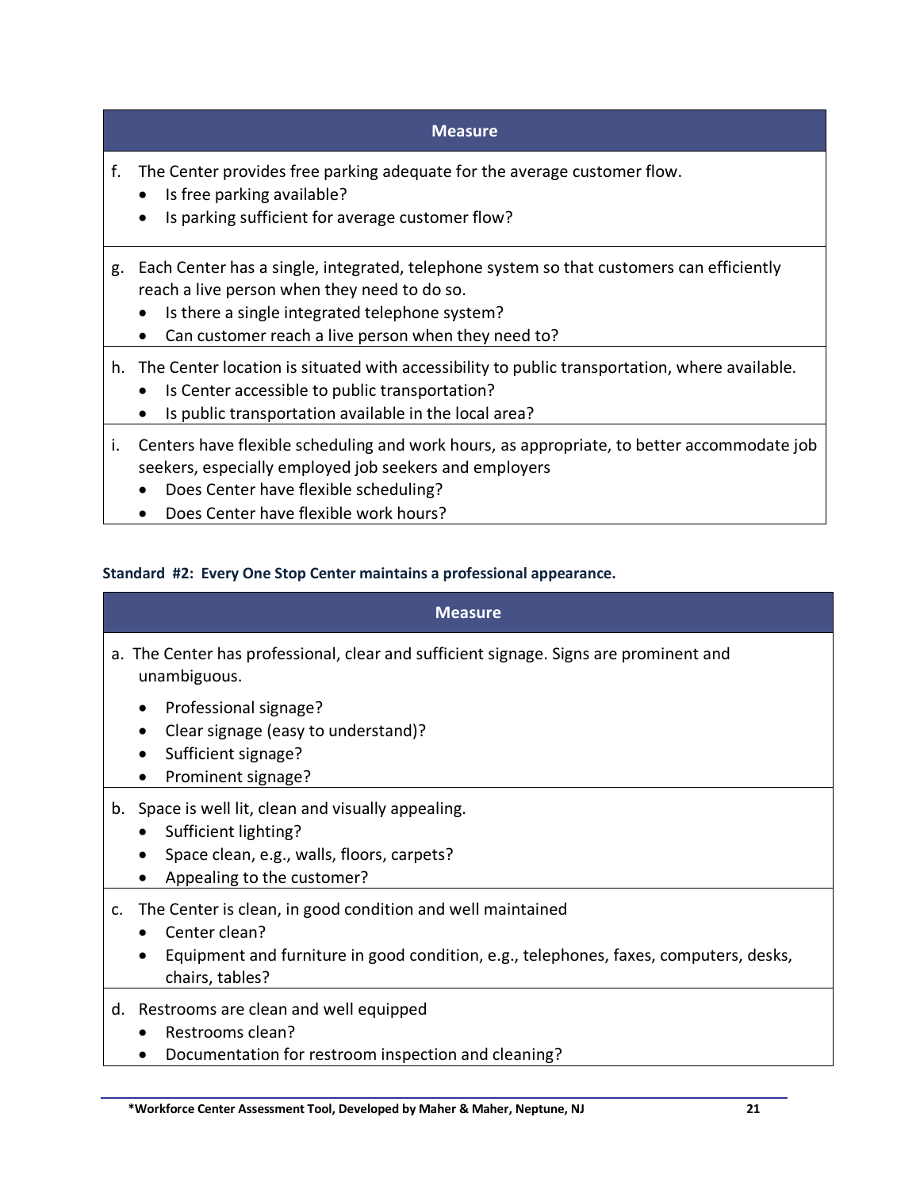| Measure |
| --- |
| f. The Center provides free parking adequate for the average customer flow.<br>• Is free parking available?<br>• Is parking sufficient for average customer flow? |
| g. Each Center has a single, integrated, telephone system so that customers can efficiently reach a live person when they need to do so.<br>• Is there a single integrated telephone system?<br>• Can customer reach a live person when they need to? |
| h. The Center location is situated with accessibility to public transportation, where available.<br>• Is Center accessible to public transportation?<br>• Is public transportation available in the local area? |
| i. Centers have flexible scheduling and work hours, as appropriate, to better accommodate job seekers, especially employed job seekers and employers<br>• Does Center have flexible scheduling?<br>• Does Center have flexible work hours? |

**Standard #2: Every One Stop Center maintains a professional appearance.**

| Measure |
| --- |
| a. The Center has professional, clear and sufficient signage. Signs are prominent and unambiguous.<br>• Professional signage?<br>• Clear signage (easy to understand)?<br>• Sufficient signage?<br>• Prominent signage? |
| b. Space is well lit, clean and visually appealing.<br>• Sufficient lighting?<br>• Space clean, e.g., walls, floors, carpets?<br>• Appealing to the customer? |
| c. The Center is clean, in good condition and well maintained<br>• Center clean?<br>• Equipment and furniture in good condition, e.g., telephones, faxes, computers, desks, chairs, tables? |
| d. Restrooms are clean and well equipped<br>• Restrooms clean?<br>• Documentation for restroom inspection and cleaning? |

*Workforce Center Assessment Tool, Developed by Maher & Maher, Neptune, NJ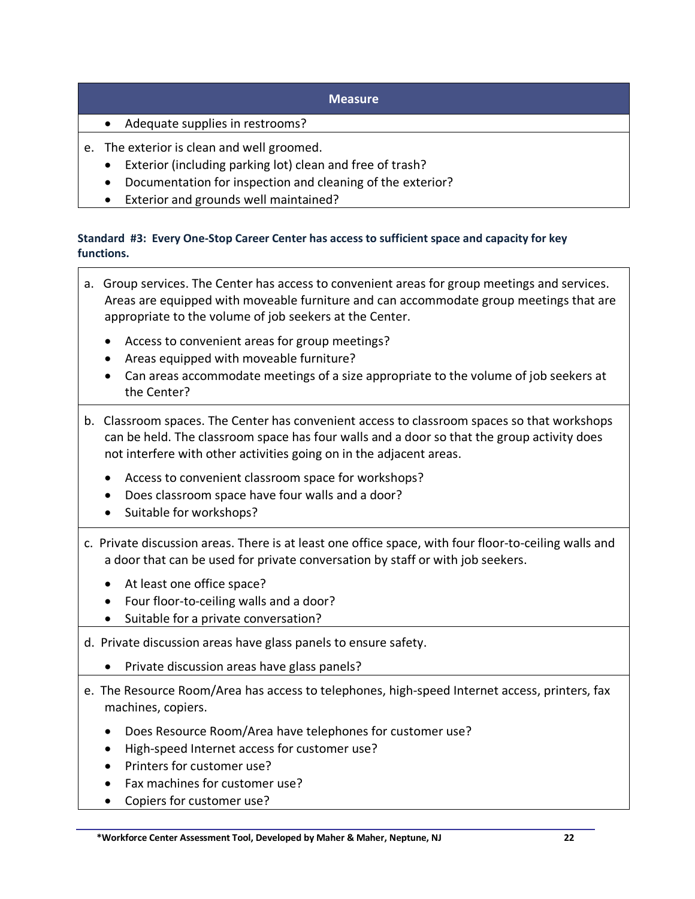| Measure |
| --- |
| • Adequate supplies in restrooms? |
| e. The exterior is clean and well groomed.<br>• Exterior (including parking lot) clean and free of trash?<br>• Documentation for inspection and cleaning of the exterior?<br>• Exterior and grounds well maintained? |

**Standard #3: Every One-Stop Career Center has access to sufficient space and capacity for key functions.**

| |
| --- |
| a. Group services. The Center has access to convenient areas for group meetings and services. Areas are equipped with moveable furniture and can accommodate group meetings that are appropriate to the volume of job seekers at the Center.<br>• Access to convenient areas for group meetings?<br>• Areas equipped with moveable furniture?<br>• Can areas accommodate meetings of a size appropriate to the volume of job seekers at the Center? |
| b. Classroom spaces. The Center has convenient access to classroom spaces so that workshops can be held. The classroom space has four walls and a door so that the group activity does not interfere with other activities going on in the adjacent areas.<br>• Access to convenient classroom space for workshops?<br>• Does classroom space have four walls and a door?<br>• Suitable for workshops? |
| c. Private discussion areas. There is at least one office space, with four floor-to-ceiling walls and a door that can be used for private conversation by staff or with job seekers.<br>• At least one office space?<br>• Four floor-to-ceiling walls and a door?<br>• Suitable for a private conversation? |
| d. Private discussion areas have glass panels to ensure safety.<br>• Private discussion areas have glass panels? |
| e. The Resource Room/Area has access to telephones, high-speed Internet access, printers, fax machines, copiers.<br>• Does Resource Room/Area have telephones for customer use?<br>• High-speed Internet access for customer use?<br>• Printers for customer use?<br>• Fax machines for customer use?<br>• Copiers for customer use? |

*Workforce Center Assessment Tool, Developed by Maher & Maher, Neptune, NJ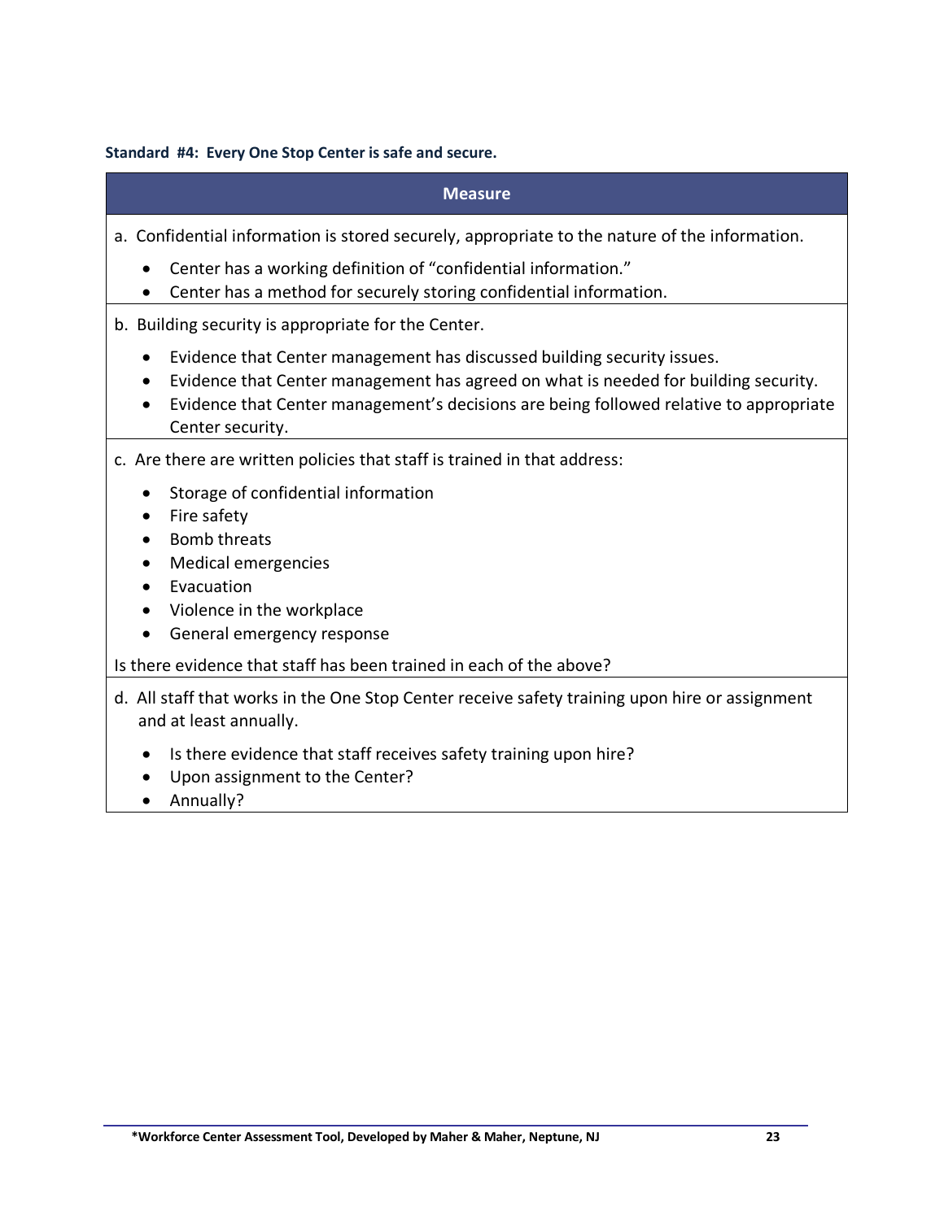**Standard #4: Every One Stop Center is safe and secure.**

| Measure |
| --- |
| a. Confidential information is stored securely, appropriate to the nature of the information.<br>• Center has a working definition of "confidential information."<br>• Center has a method for securely storing confidential information. |
| b. Building security is appropriate for the Center.<br>• Evidence that Center management has discussed building security issues.<br>• Evidence that Center management has agreed on what is needed for building security.<br>• Evidence that Center management's decisions are being followed relative to appropriate Center security. |
| c. Are there are written policies that staff is trained in that address:<br>• Storage of confidential information<br>• Fire safety<br>• Bomb threats<br>• Medical emergencies<br>• Evacuation<br>• Violence in the workplace<br>• General emergency response<br>Is there evidence that staff has been trained in each of the above? |
| d. All staff that works in the One Stop Center receive safety training upon hire or assignment and at least annually.<br>• Is there evidence that staff receives safety training upon hire?<br>• Upon assignment to the Center?<br>• Annually? |

*Workforce Center Assessment Tool, Developed by Maher & Maher, Neptune, NJ